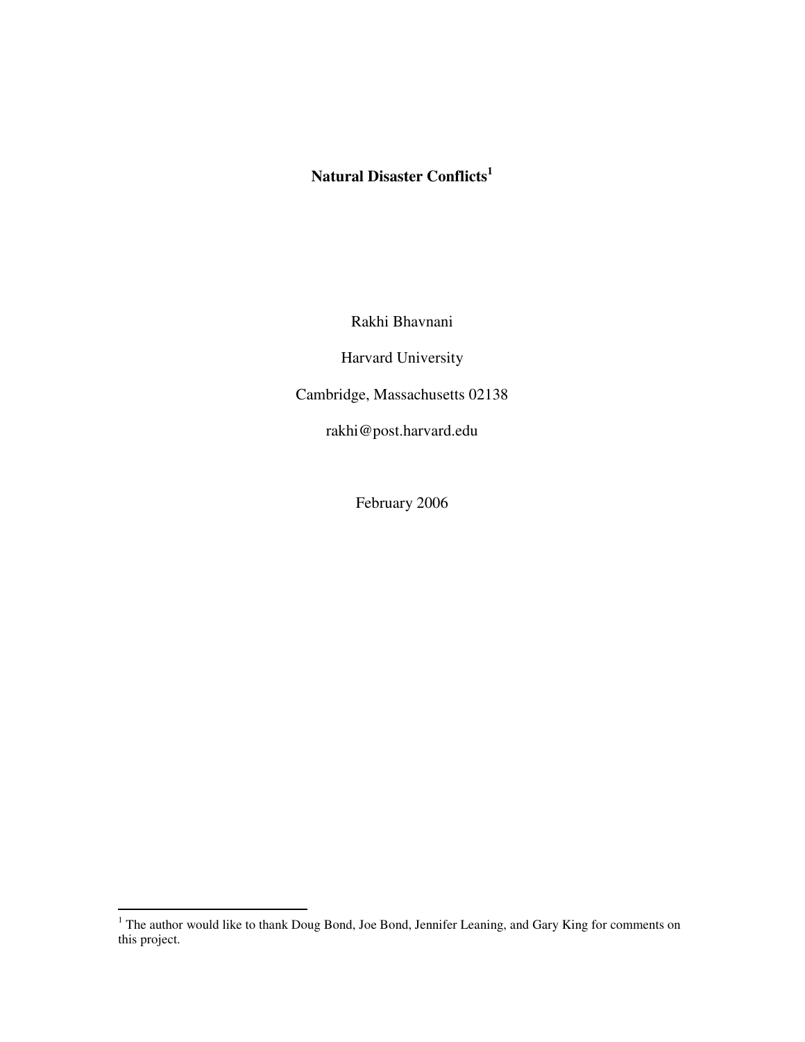# Natural Disaster Conflicts[1]

Rakhi Bhavnani

Harvard University

Cambridge, Massachusetts 02138

rakhi@post.harvard.edu

February 2006

[1] The author would like to thank Doug Bond, Joe Bond, Jennifer Leaning, and Gary King for comments on this project.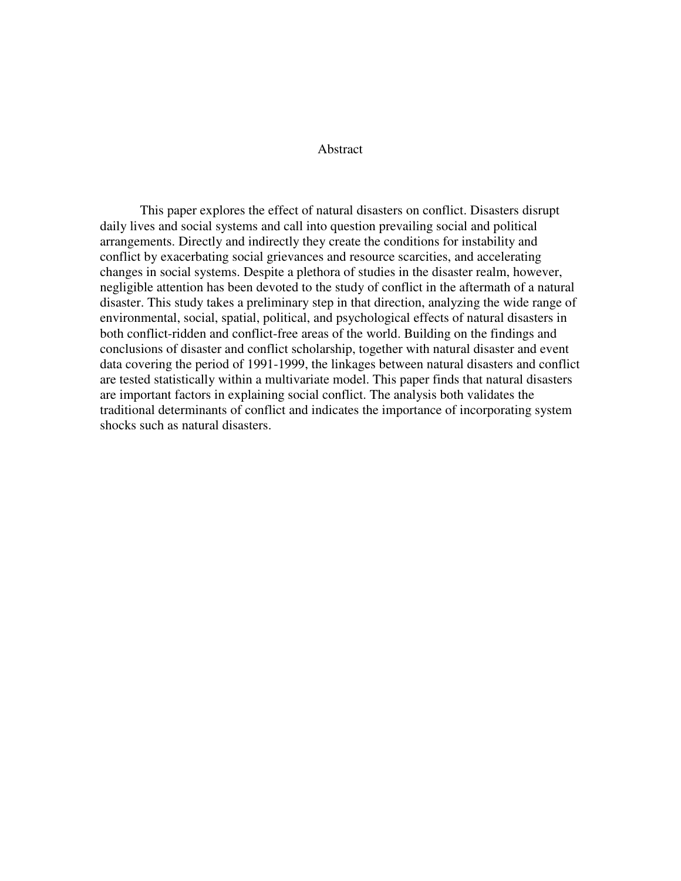# Abstract

This paper explores the effect of natural disasters on conflict. Disasters disrupt daily lives and social systems and call into question prevailing social and political arrangements. Directly and indirectly they create the conditions for instability and conflict by exacerbating social grievances and resource scarcities, and accelerating changes in social systems. Despite a plethora of studies in the disaster realm, however, negligible attention has been devoted to the study of conflict in the aftermath of a natural disaster. This study takes a preliminary step in that direction, analyzing the wide range of environmental, social, spatial, political, and psychological effects of natural disasters in both conflict-ridden and conflict-free areas of the world. Building on the findings and conclusions of disaster and conflict scholarship, together with natural disaster and event data covering the period of 1991-1999, the linkages between natural disasters and conflict are tested statistically within a multivariate model. This paper finds that natural disasters are important factors in explaining social conflict. The analysis both validates the traditional determinants of conflict and indicates the importance of incorporating system shocks such as natural disasters.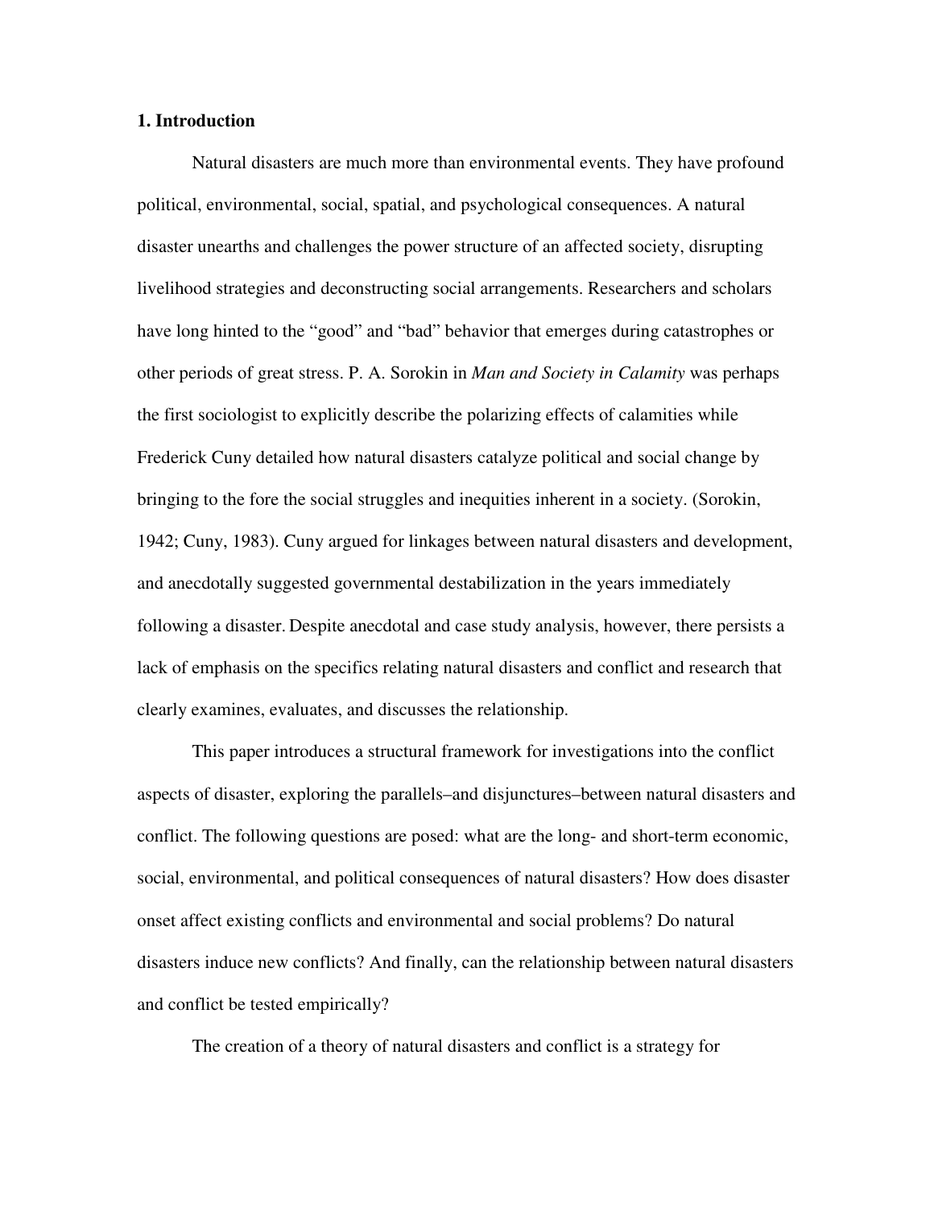## 1. Introduction

Natural disasters are much more than environmental events. They have profound political, environmental, social, spatial, and psychological consequences. A natural disaster unearths and challenges the power structure of an affected society, disrupting livelihood strategies and deconstructing social arrangements. Researchers and scholars have long hinted to the "good" and "bad" behavior that emerges during catastrophes or other periods of great stress. P. A. Sorokin in *Man and Society in Calamity* was perhaps the first sociologist to explicitly describe the polarizing effects of calamities while Frederick Cuny detailed how natural disasters catalyze political and social change by bringing to the fore the social struggles and inequities inherent in a society. (Sorokin, 1942; Cuny, 1983). Cuny argued for linkages between natural disasters and development, and anecdotally suggested governmental destabilization in the years immediately following a disaster. Despite anecdotal and case study analysis, however, there persists a lack of emphasis on the specifics relating natural disasters and conflict and research that clearly examines, evaluates, and discusses the relationship.

This paper introduces a structural framework for investigations into the conflict aspects of disaster, exploring the parallels–and disjunctures–between natural disasters and conflict. The following questions are posed: what are the long- and short-term economic, social, environmental, and political consequences of natural disasters? How does disaster onset affect existing conflicts and environmental and social problems? Do natural disasters induce new conflicts? And finally, can the relationship between natural disasters and conflict be tested empirically?

The creation of a theory of natural disasters and conflict is a strategy for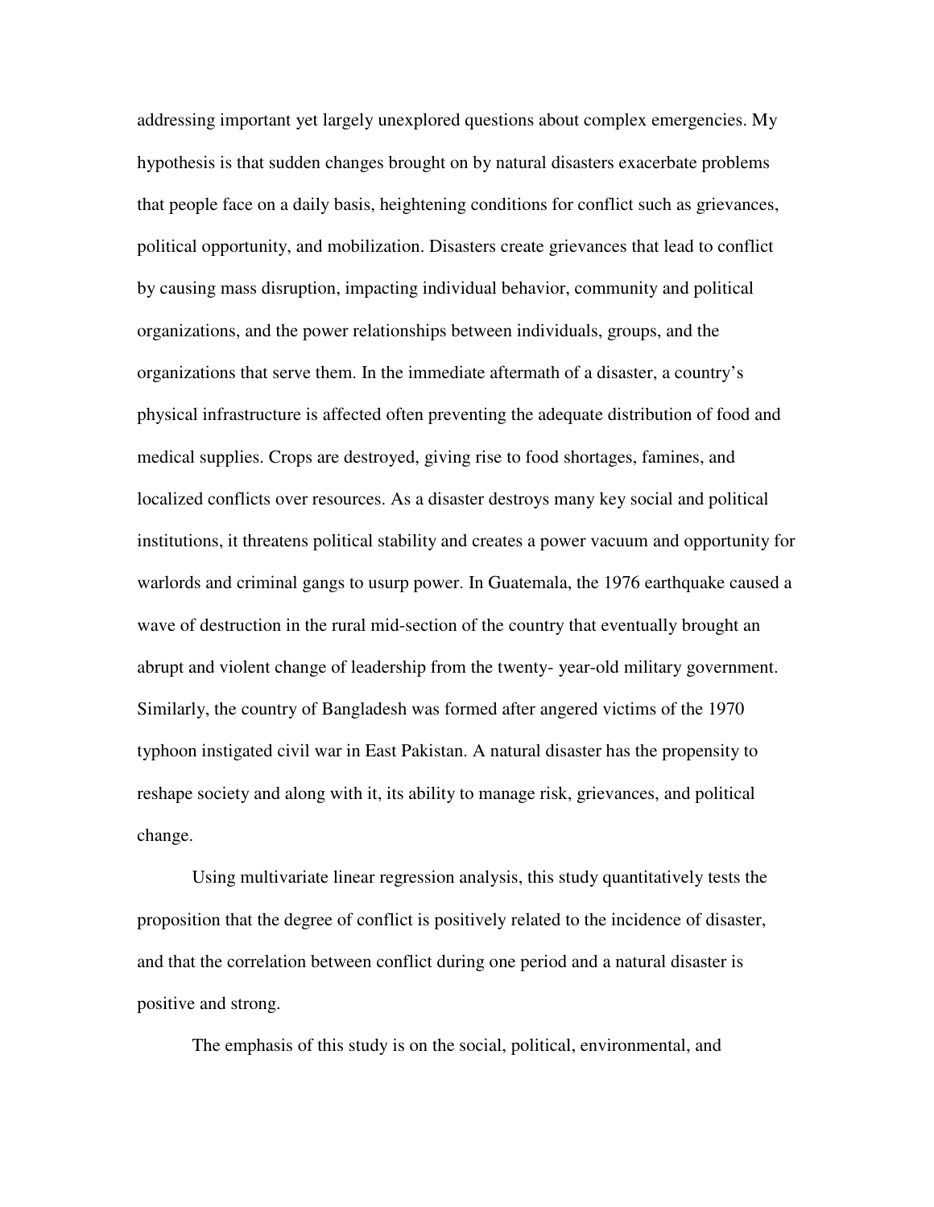addressing important yet largely unexplored questions about complex emergencies. My hypothesis is that sudden changes brought on by natural disasters exacerbate problems that people face on a daily basis, heightening conditions for conflict such as grievances, political opportunity, and mobilization. Disasters create grievances that lead to conflict by causing mass disruption, impacting individual behavior, community and political organizations, and the power relationships between individuals, groups, and the organizations that serve them. In the immediate aftermath of a disaster, a country's physical infrastructure is affected often preventing the adequate distribution of food and medical supplies. Crops are destroyed, giving rise to food shortages, famines, and localized conflicts over resources. As a disaster destroys many key social and political institutions, it threatens political stability and creates a power vacuum and opportunity for warlords and criminal gangs to usurp power. In Guatemala, the 1976 earthquake caused a wave of destruction in the rural mid-section of the country that eventually brought an abrupt and violent change of leadership from the twenty- year-old military government. Similarly, the country of Bangladesh was formed after angered victims of the 1970 typhoon instigated civil war in East Pakistan. A natural disaster has the propensity to reshape society and along with it, its ability to manage risk, grievances, and political change.

Using multivariate linear regression analysis, this study quantitatively tests the proposition that the degree of conflict is positively related to the incidence of disaster, and that the correlation between conflict during one period and a natural disaster is positive and strong.

The emphasis of this study is on the social, political, environmental, and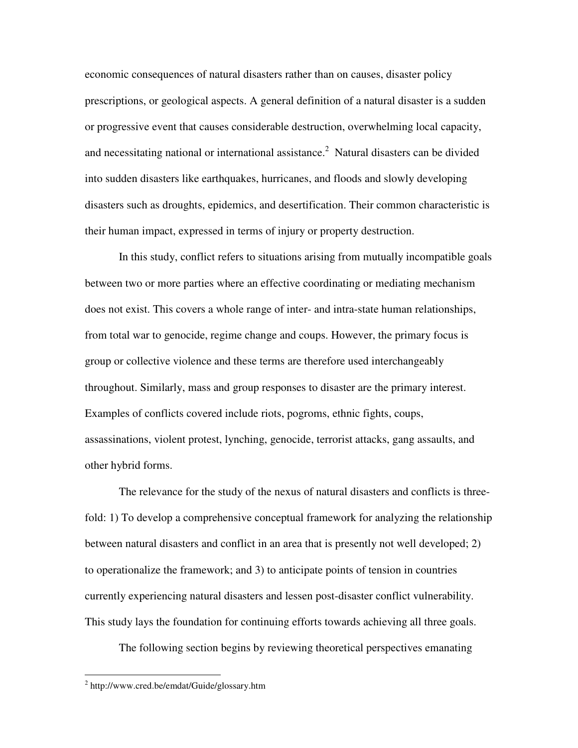economic consequences of natural disasters rather than on causes, disaster policy prescriptions, or geological aspects. A general definition of a natural disaster is a sudden or progressive event that causes considerable destruction, overwhelming local capacity, and necessitating national or international assistance.[2] Natural disasters can be divided into sudden disasters like earthquakes, hurricanes, and floods and slowly developing disasters such as droughts, epidemics, and desertification. Their common characteristic is their human impact, expressed in terms of injury or property destruction.

In this study, conflict refers to situations arising from mutually incompatible goals between two or more parties where an effective coordinating or mediating mechanism does not exist. This covers a whole range of inter- and intra-state human relationships, from total war to genocide, regime change and coups. However, the primary focus is group or collective violence and these terms are therefore used interchangeably throughout. Similarly, mass and group responses to disaster are the primary interest. Examples of conflicts covered include riots, pogroms, ethnic fights, coups, assassinations, violent protest, lynching, genocide, terrorist attacks, gang assaults, and other hybrid forms.

The relevance for the study of the nexus of natural disasters and conflicts is three-fold: 1) To develop a comprehensive conceptual framework for analyzing the relationship between natural disasters and conflict in an area that is presently not well developed; 2) to operationalize the framework; and 3) to anticipate points of tension in countries currently experiencing natural disasters and lessen post-disaster conflict vulnerability. This study lays the foundation for continuing efforts towards achieving all three goals.

The following section begins by reviewing theoretical perspectives emanating

---

[2] http://www.cred.be/emdat/Guide/glossary.htm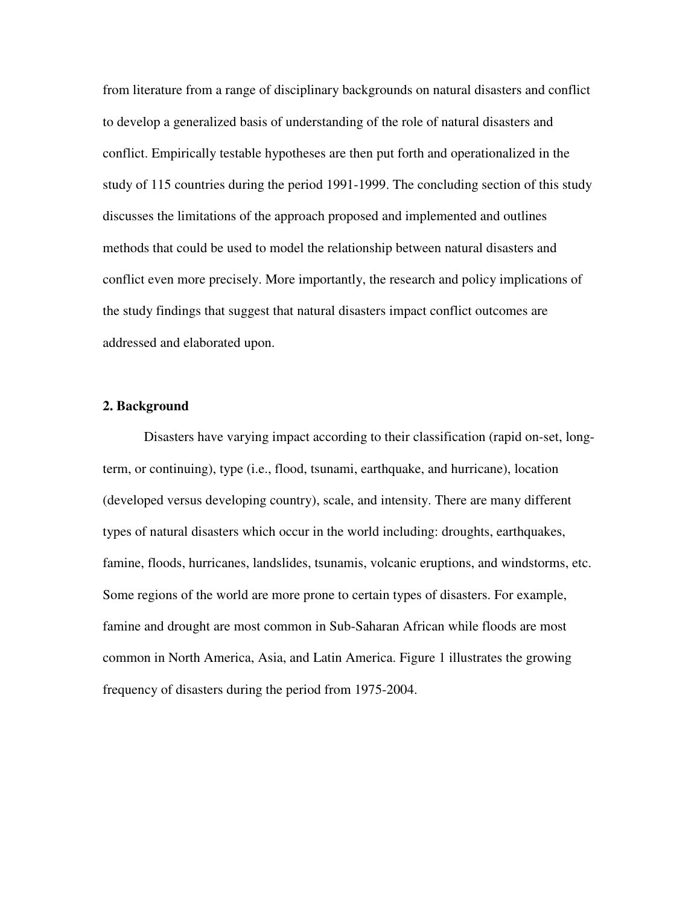from literature from a range of disciplinary backgrounds on natural disasters and conflict to develop a generalized basis of understanding of the role of natural disasters and conflict. Empirically testable hypotheses are then put forth and operationalized in the study of 115 countries during the period 1991-1999. The concluding section of this study discusses the limitations of the approach proposed and implemented and outlines methods that could be used to model the relationship between natural disasters and conflict even more precisely. More importantly, the research and policy implications of the study findings that suggest that natural disasters impact conflict outcomes are addressed and elaborated upon.

## 2. Background

Disasters have varying impact according to their classification (rapid on-set, long-term, or continuing), type (i.e., flood, tsunami, earthquake, and hurricane), location (developed versus developing country), scale, and intensity. There are many different types of natural disasters which occur in the world including: droughts, earthquakes, famine, floods, hurricanes, landslides, tsunamis, volcanic eruptions, and windstorms, etc. Some regions of the world are more prone to certain types of disasters. For example, famine and drought are most common in Sub-Saharan African while floods are most common in North America, Asia, and Latin America. Figure 1 illustrates the growing frequency of disasters during the period from 1975-2004.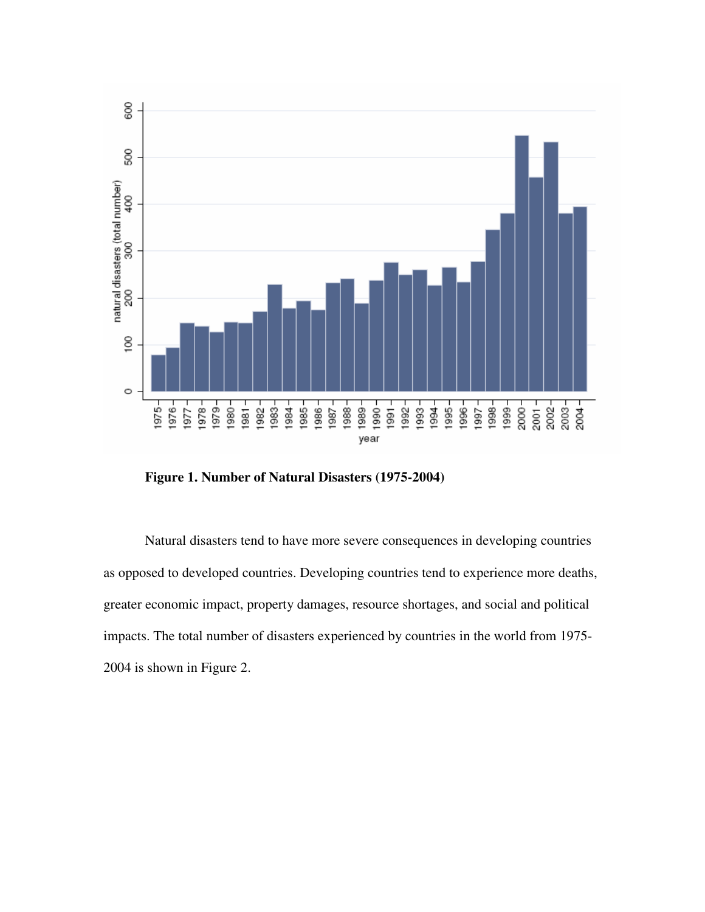**Figure 1. Number of Natural Disasters (1975-2004)**

Natural disasters tend to have more severe consequences in developing countries as opposed to developed countries. Developing countries tend to experience more deaths, greater economic impact, property damages, resource shortages, and social and political impacts. The total number of disasters experienced by countries in the world from 1975-2004 is shown in Figure 2.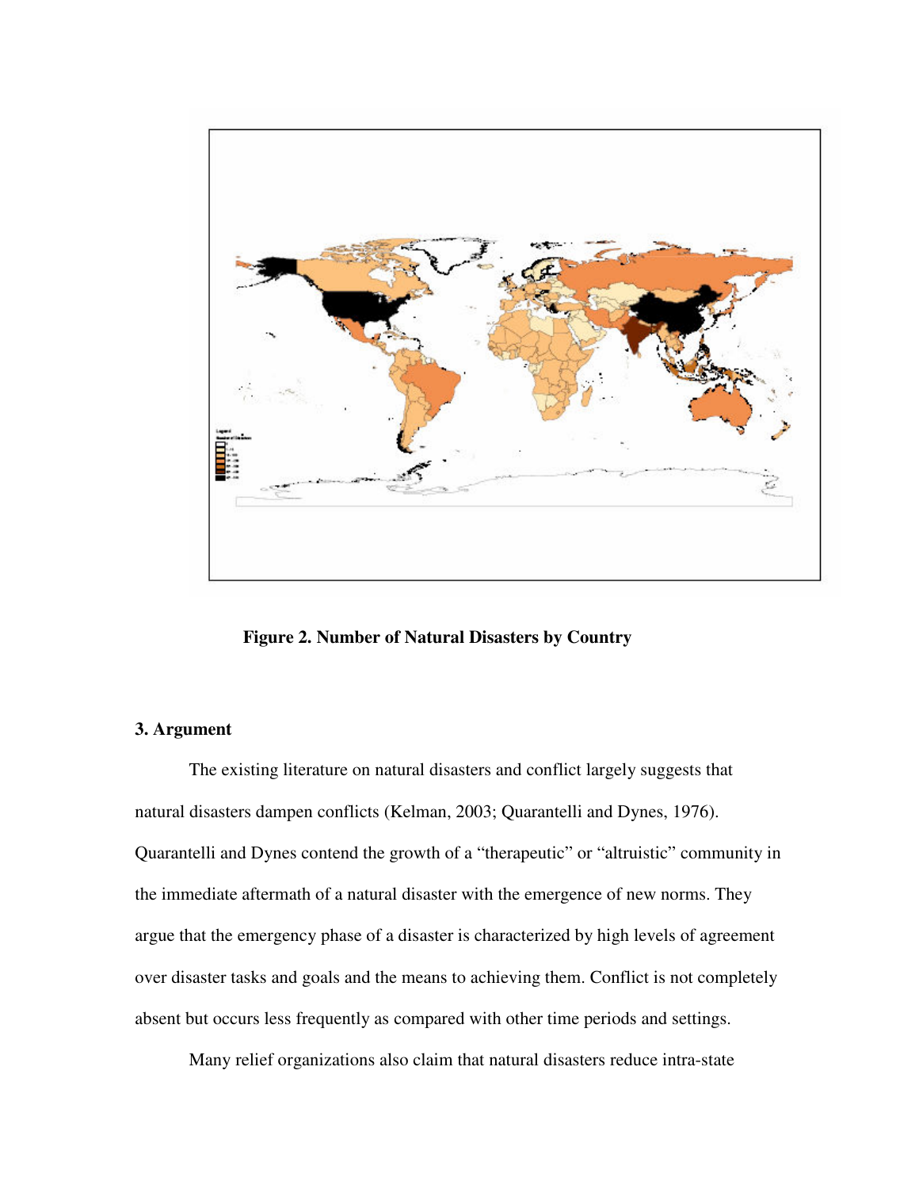**Figure 2. Number of Natural Disasters by Country**

### 3. Argument

The existing literature on natural disasters and conflict largely suggests that natural disasters dampen conflicts (Kelman, 2003; Quarantelli and Dynes, 1976). Quarantelli and Dynes contend the growth of a "therapeutic" or "altruistic" community in the immediate aftermath of a natural disaster with the emergence of new norms. They argue that the emergency phase of a disaster is characterized by high levels of agreement over disaster tasks and goals and the means to achieving them. Conflict is not completely absent but occurs less frequently as compared with other time periods and settings.

Many relief organizations also claim that natural disasters reduce intra-state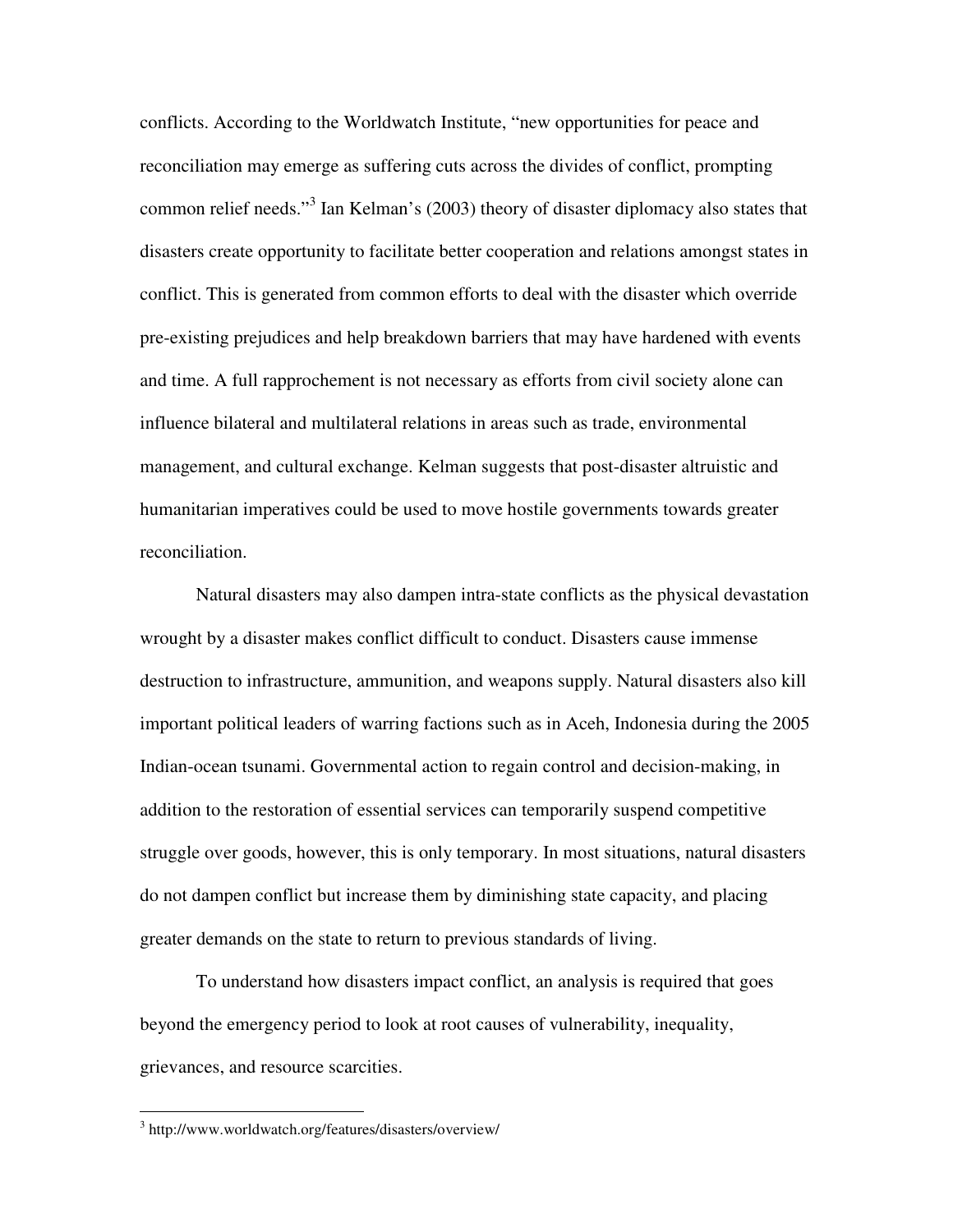conflicts. According to the Worldwatch Institute, "new opportunities for peace and reconciliation may emerge as suffering cuts across the divides of conflict, prompting common relief needs."[3] Ian Kelman's (2003) theory of disaster diplomacy also states that disasters create opportunity to facilitate better cooperation and relations amongst states in conflict. This is generated from common efforts to deal with the disaster which override pre-existing prejudices and help breakdown barriers that may have hardened with events and time. A full rapprochement is not necessary as efforts from civil society alone can influence bilateral and multilateral relations in areas such as trade, environmental management, and cultural exchange. Kelman suggests that post-disaster altruistic and humanitarian imperatives could be used to move hostile governments towards greater reconciliation.

Natural disasters may also dampen intra-state conflicts as the physical devastation wrought by a disaster makes conflict difficult to conduct. Disasters cause immense destruction to infrastructure, ammunition, and weapons supply. Natural disasters also kill important political leaders of warring factions such as in Aceh, Indonesia during the 2005 Indian-ocean tsunami. Governmental action to regain control and decision-making, in addition to the restoration of essential services can temporarily suspend competitive struggle over goods, however, this is only temporary. In most situations, natural disasters do not dampen conflict but increase them by diminishing state capacity, and placing greater demands on the state to return to previous standards of living.

To understand how disasters impact conflict, an analysis is required that goes beyond the emergency period to look at root causes of vulnerability, inequality, grievances, and resource scarcities.

---

[3] http://www.worldwatch.org/features/disasters/overview/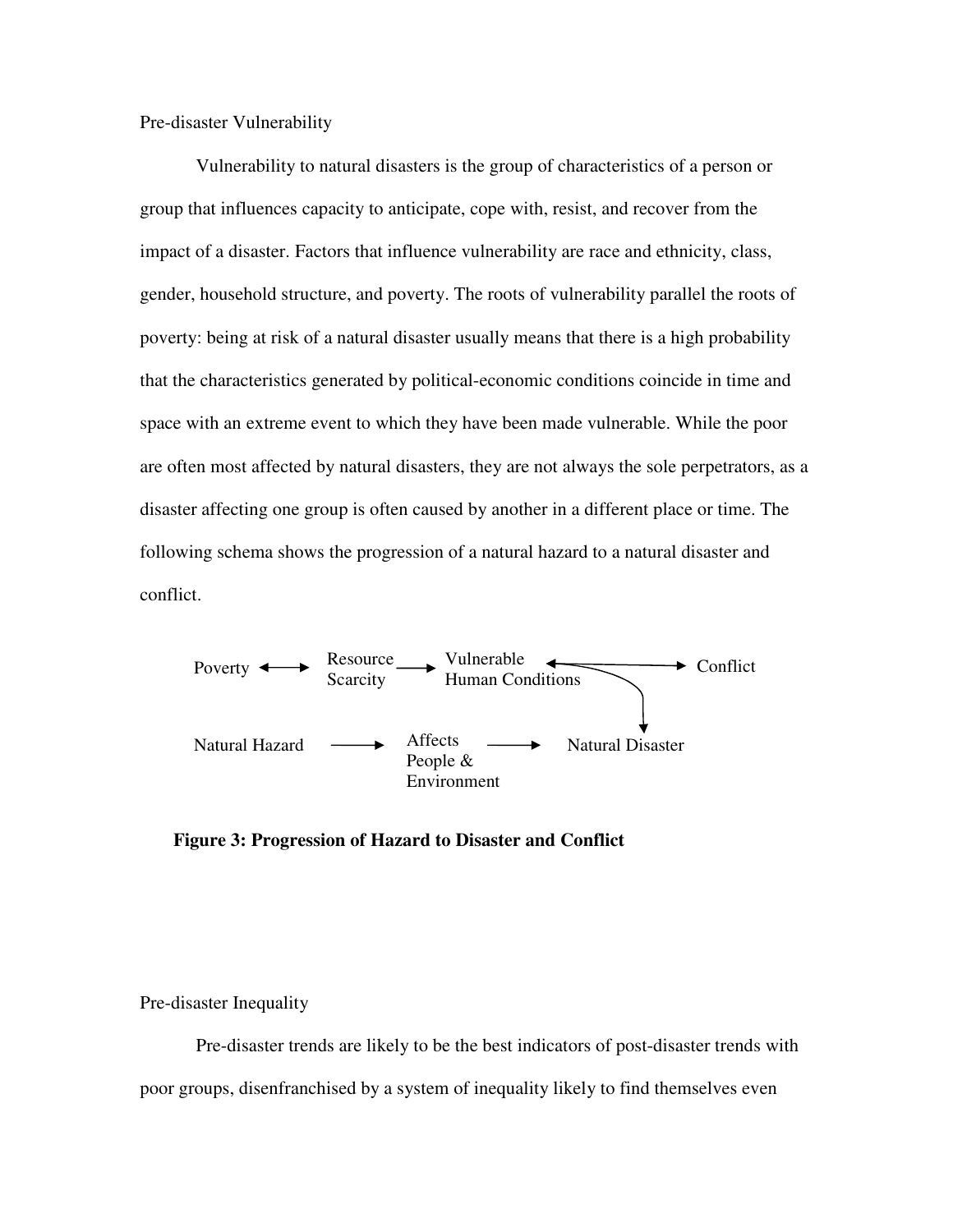Pre-disaster Vulnerability

Vulnerability to natural disasters is the group of characteristics of a person or group that influences capacity to anticipate, cope with, resist, and recover from the impact of a disaster. Factors that influence vulnerability are race and ethnicity, class, gender, household structure, and poverty. The roots of vulnerability parallel the roots of poverty: being at risk of a natural disaster usually means that there is a high probability that the characteristics generated by political-economic conditions coincide in time and space with an extreme event to which they have been made vulnerable. While the poor are often most affected by natural disasters, they are not always the sole perpetrators, as a disaster affecting one group is often caused by another in a different place or time. The following schema shows the progression of a natural hazard to a natural disaster and conflict.

```
Poverty <----> Resource Scarcity ----> Vulnerable Human Conditions <----> Conflict
                                                  |
                                                  v
Natural Hazard ----> Affects People & Environment ----> Natural Disaster
```

**Figure 3: Progression of Hazard to Disaster and Conflict**

Pre-disaster Inequality

Pre-disaster trends are likely to be the best indicators of post-disaster trends with poor groups, disenfranchised by a system of inequality likely to find themselves even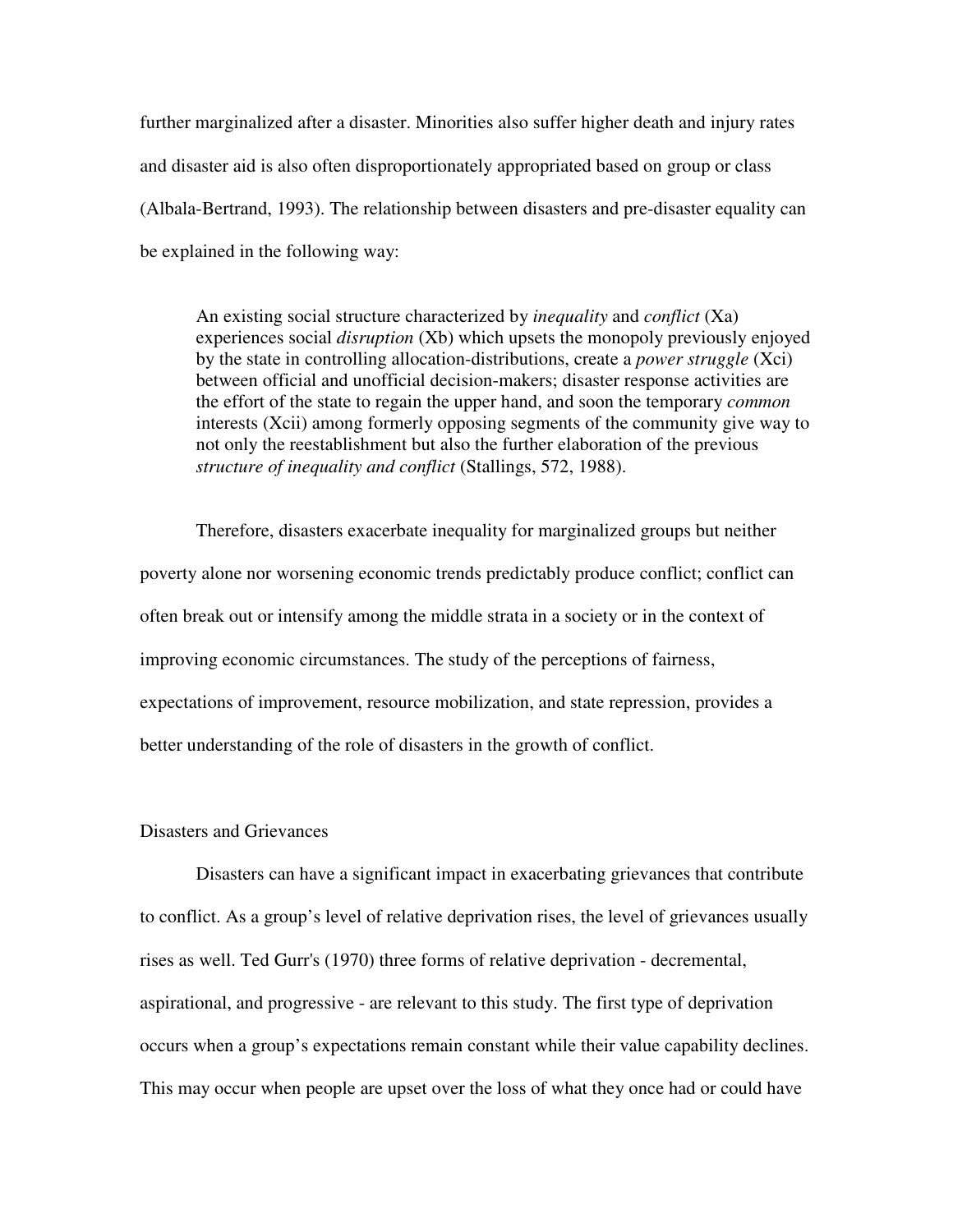further marginalized after a disaster. Minorities also suffer higher death and injury rates and disaster aid is also often disproportionately appropriated based on group or class (Albala-Bertrand, 1993). The relationship between disasters and pre-disaster equality can be explained in the following way:

> An existing social structure characterized by *inequality* and *conflict* (Xa) experiences social *disruption* (Xb) which upsets the monopoly previously enjoyed by the state in controlling allocation-distributions, create a *power struggle* (Xci) between official and unofficial decision-makers; disaster response activities are the effort of the state to regain the upper hand, and soon the temporary *common* interests (Xcii) among formerly opposing segments of the community give way to not only the reestablishment but also the further elaboration of the previous *structure of inequality and conflict* (Stallings, 572, 1988).

Therefore, disasters exacerbate inequality for marginalized groups but neither poverty alone nor worsening economic trends predictably produce conflict; conflict can often break out or intensify among the middle strata in a society or in the context of improving economic circumstances. The study of the perceptions of fairness, expectations of improvement, resource mobilization, and state repression, provides a better understanding of the role of disasters in the growth of conflict.

## Disasters and Grievances

Disasters can have a significant impact in exacerbating grievances that contribute to conflict. As a group's level of relative deprivation rises, the level of grievances usually rises as well. Ted Gurr's (1970) three forms of relative deprivation - decremental, aspirational, and progressive - are relevant to this study. The first type of deprivation occurs when a group's expectations remain constant while their value capability declines. This may occur when people are upset over the loss of what they once had or could have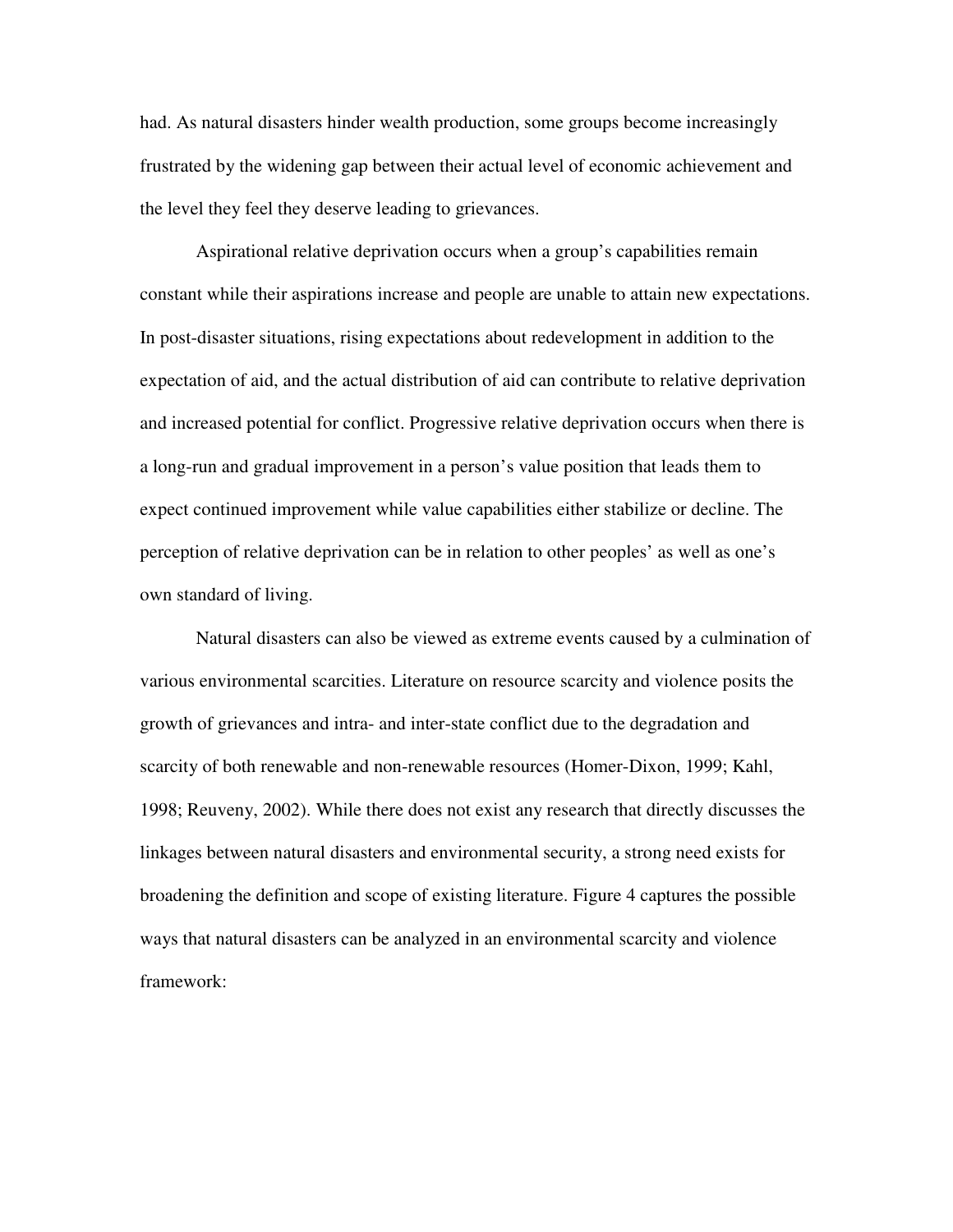had. As natural disasters hinder wealth production, some groups become increasingly frustrated by the widening gap between their actual level of economic achievement and the level they feel they deserve leading to grievances.

Aspirational relative deprivation occurs when a group's capabilities remain constant while their aspirations increase and people are unable to attain new expectations. In post-disaster situations, rising expectations about redevelopment in addition to the expectation of aid, and the actual distribution of aid can contribute to relative deprivation and increased potential for conflict. Progressive relative deprivation occurs when there is a long-run and gradual improvement in a person's value position that leads them to expect continued improvement while value capabilities either stabilize or decline. The perception of relative deprivation can be in relation to other peoples' as well as one's own standard of living.

Natural disasters can also be viewed as extreme events caused by a culmination of various environmental scarcities. Literature on resource scarcity and violence posits the growth of grievances and intra- and inter-state conflict due to the degradation and scarcity of both renewable and non-renewable resources (Homer-Dixon, 1999; Kahl, 1998; Reuveny, 2002). While there does not exist any research that directly discusses the linkages between natural disasters and environmental security, a strong need exists for broadening the definition and scope of existing literature. Figure 4 captures the possible ways that natural disasters can be analyzed in an environmental scarcity and violence framework: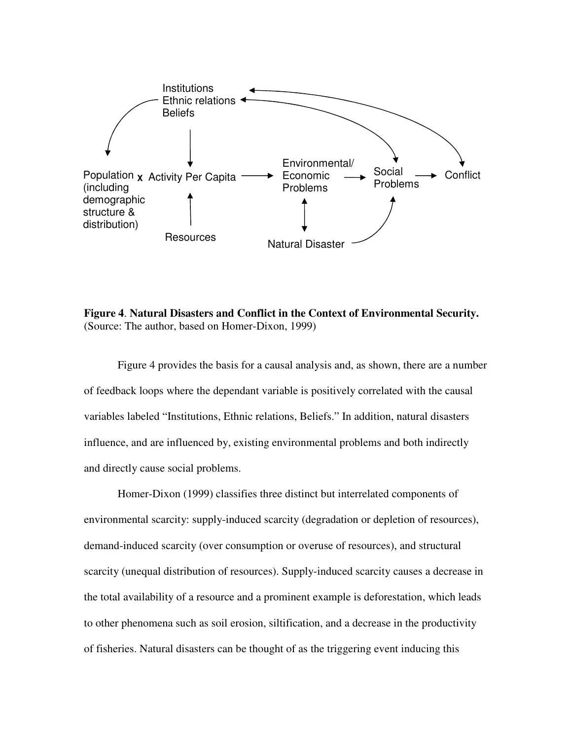**Figure 4**. **Natural Disasters and Conflict in the Context of Environmental Security.** (Source: The author, based on Homer-Dixon, 1999)

Figure 4 provides the basis for a causal analysis and, as shown, there are a number of feedback loops where the dependant variable is positively correlated with the causal variables labeled "Institutions, Ethnic relations, Beliefs." In addition, natural disasters influence, and are influenced by, existing environmental problems and both indirectly and directly cause social problems.

Homer-Dixon (1999) classifies three distinct but interrelated components of environmental scarcity: supply-induced scarcity (degradation or depletion of resources), demand-induced scarcity (over consumption or overuse of resources), and structural scarcity (unequal distribution of resources). Supply-induced scarcity causes a decrease in the total availability of a resource and a prominent example is deforestation, which leads to other phenomena such as soil erosion, siltification, and a decrease in the productivity of fisheries. Natural disasters can be thought of as the triggering event inducing this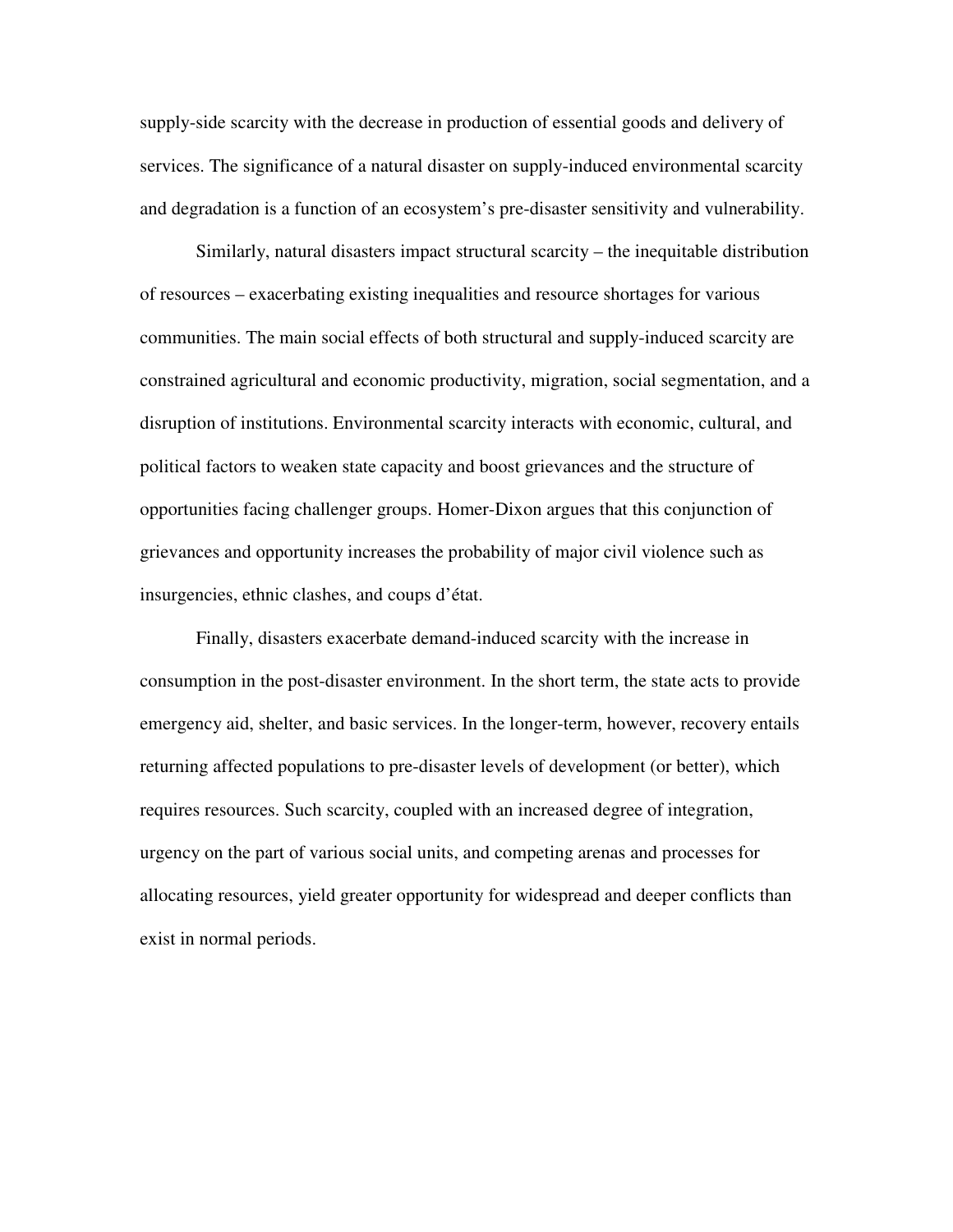supply-side scarcity with the decrease in production of essential goods and delivery of services. The significance of a natural disaster on supply-induced environmental scarcity and degradation is a function of an ecosystem's pre-disaster sensitivity and vulnerability.

Similarly, natural disasters impact structural scarcity – the inequitable distribution of resources – exacerbating existing inequalities and resource shortages for various communities. The main social effects of both structural and supply-induced scarcity are constrained agricultural and economic productivity, migration, social segmentation, and a disruption of institutions. Environmental scarcity interacts with economic, cultural, and political factors to weaken state capacity and boost grievances and the structure of opportunities facing challenger groups. Homer-Dixon argues that this conjunction of grievances and opportunity increases the probability of major civil violence such as insurgencies, ethnic clashes, and coups d'état.

Finally, disasters exacerbate demand-induced scarcity with the increase in consumption in the post-disaster environment. In the short term, the state acts to provide emergency aid, shelter, and basic services. In the longer-term, however, recovery entails returning affected populations to pre-disaster levels of development (or better), which requires resources. Such scarcity, coupled with an increased degree of integration, urgency on the part of various social units, and competing arenas and processes for allocating resources, yield greater opportunity for widespread and deeper conflicts than exist in normal periods.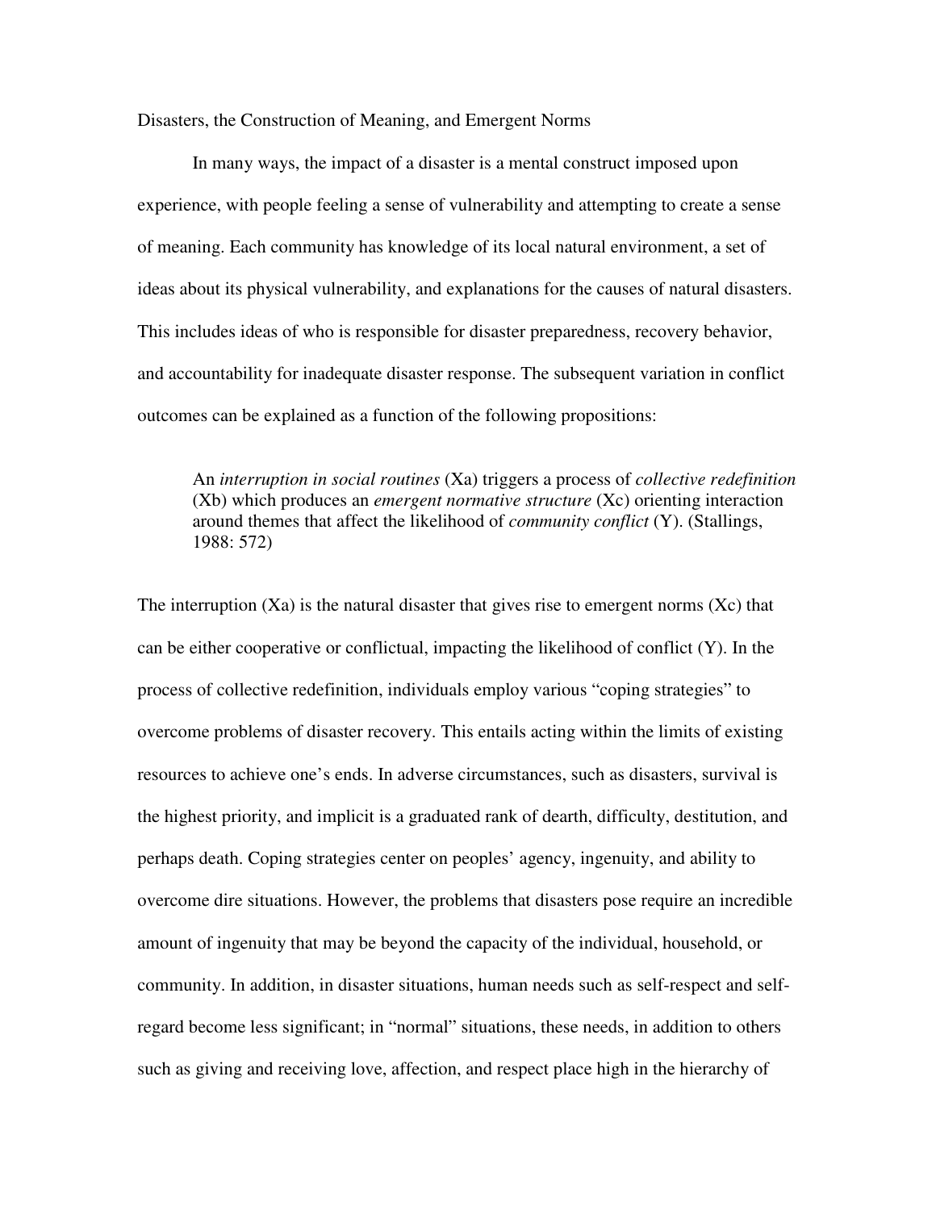Disasters, the Construction of Meaning, and Emergent Norms

In many ways, the impact of a disaster is a mental construct imposed upon experience, with people feeling a sense of vulnerability and attempting to create a sense of meaning. Each community has knowledge of its local natural environment, a set of ideas about its physical vulnerability, and explanations for the causes of natural disasters. This includes ideas of who is responsible for disaster preparedness, recovery behavior, and accountability for inadequate disaster response. The subsequent variation in conflict outcomes can be explained as a function of the following propositions:

> An *interruption in social routines* (Xa) triggers a process of *collective redefinition* (Xb) which produces an *emergent normative structure* (Xc) orienting interaction around themes that affect the likelihood of *community conflict* (Y). (Stallings, 1988: 572)

The interruption (Xa) is the natural disaster that gives rise to emergent norms (Xc) that can be either cooperative or conflictual, impacting the likelihood of conflict (Y). In the process of collective redefinition, individuals employ various "coping strategies" to overcome problems of disaster recovery. This entails acting within the limits of existing resources to achieve one's ends. In adverse circumstances, such as disasters, survival is the highest priority, and implicit is a graduated rank of dearth, difficulty, destitution, and perhaps death. Coping strategies center on peoples' agency, ingenuity, and ability to overcome dire situations. However, the problems that disasters pose require an incredible amount of ingenuity that may be beyond the capacity of the individual, household, or community. In addition, in disaster situations, human needs such as self-respect and self-regard become less significant; in "normal" situations, these needs, in addition to others such as giving and receiving love, affection, and respect place high in the hierarchy of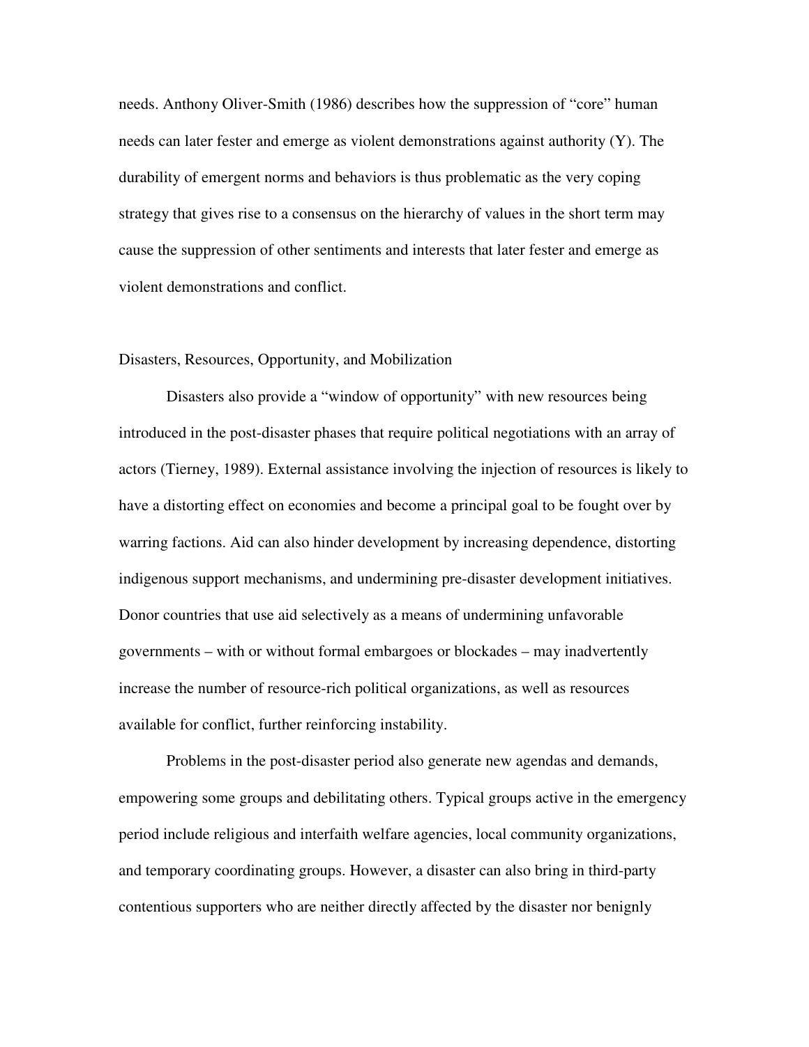needs. Anthony Oliver-Smith (1986) describes how the suppression of "core" human needs can later fester and emerge as violent demonstrations against authority (Y). The durability of emergent norms and behaviors is thus problematic as the very coping strategy that gives rise to a consensus on the hierarchy of values in the short term may cause the suppression of other sentiments and interests that later fester and emerge as violent demonstrations and conflict.

## Disasters, Resources, Opportunity, and Mobilization

Disasters also provide a "window of opportunity" with new resources being introduced in the post-disaster phases that require political negotiations with an array of actors (Tierney, 1989). External assistance involving the injection of resources is likely to have a distorting effect on economies and become a principal goal to be fought over by warring factions. Aid can also hinder development by increasing dependence, distorting indigenous support mechanisms, and undermining pre-disaster development initiatives. Donor countries that use aid selectively as a means of undermining unfavorable governments – with or without formal embargoes or blockades – may inadvertently increase the number of resource-rich political organizations, as well as resources available for conflict, further reinforcing instability.

Problems in the post-disaster period also generate new agendas and demands, empowering some groups and debilitating others. Typical groups active in the emergency period include religious and interfaith welfare agencies, local community organizations, and temporary coordinating groups. However, a disaster can also bring in third-party contentious supporters who are neither directly affected by the disaster nor benignly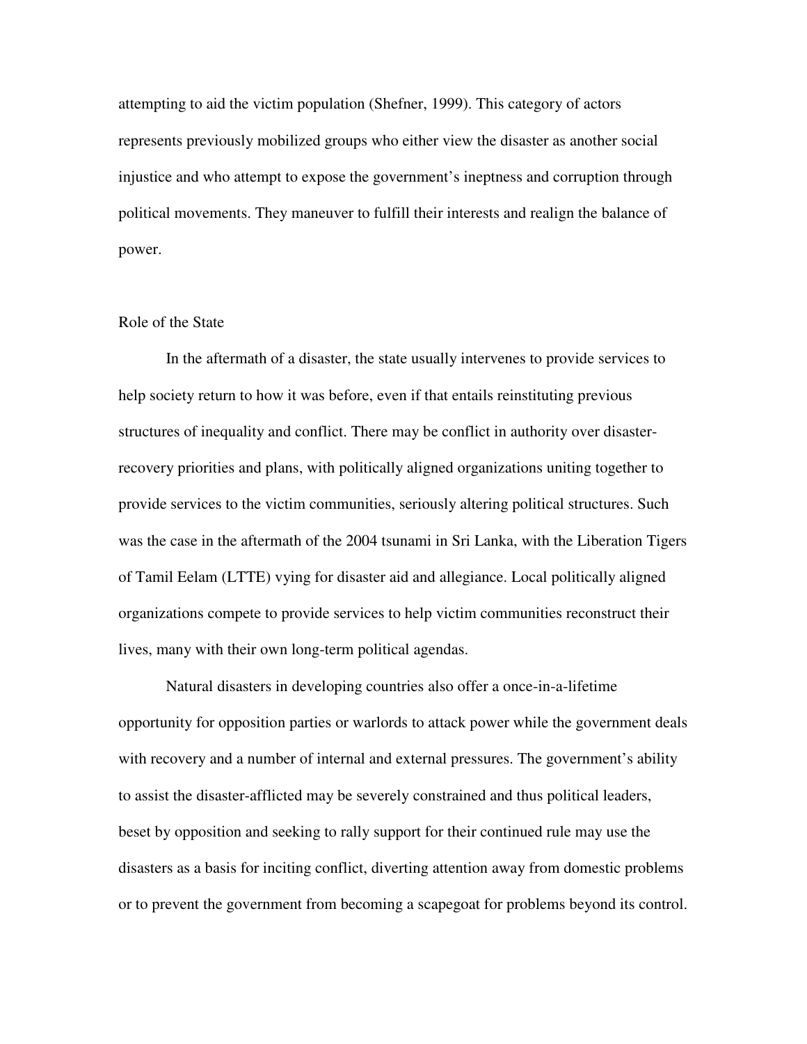attempting to aid the victim population (Shefner, 1999). This category of actors represents previously mobilized groups who either view the disaster as another social injustice and who attempt to expose the government's ineptness and corruption through political movements. They maneuver to fulfill their interests and realign the balance of power.

## Role of the State

In the aftermath of a disaster, the state usually intervenes to provide services to help society return to how it was before, even if that entails reinstituting previous structures of inequality and conflict. There may be conflict in authority over disaster-recovery priorities and plans, with politically aligned organizations uniting together to provide services to the victim communities, seriously altering political structures. Such was the case in the aftermath of the 2004 tsunami in Sri Lanka, with the Liberation Tigers of Tamil Eelam (LTTE) vying for disaster aid and allegiance. Local politically aligned organizations compete to provide services to help victim communities reconstruct their lives, many with their own long-term political agendas.

Natural disasters in developing countries also offer a once-in-a-lifetime opportunity for opposition parties or warlords to attack power while the government deals with recovery and a number of internal and external pressures. The government's ability to assist the disaster-afflicted may be severely constrained and thus political leaders, beset by opposition and seeking to rally support for their continued rule may use the disasters as a basis for inciting conflict, diverting attention away from domestic problems or to prevent the government from becoming a scapegoat for problems beyond its control.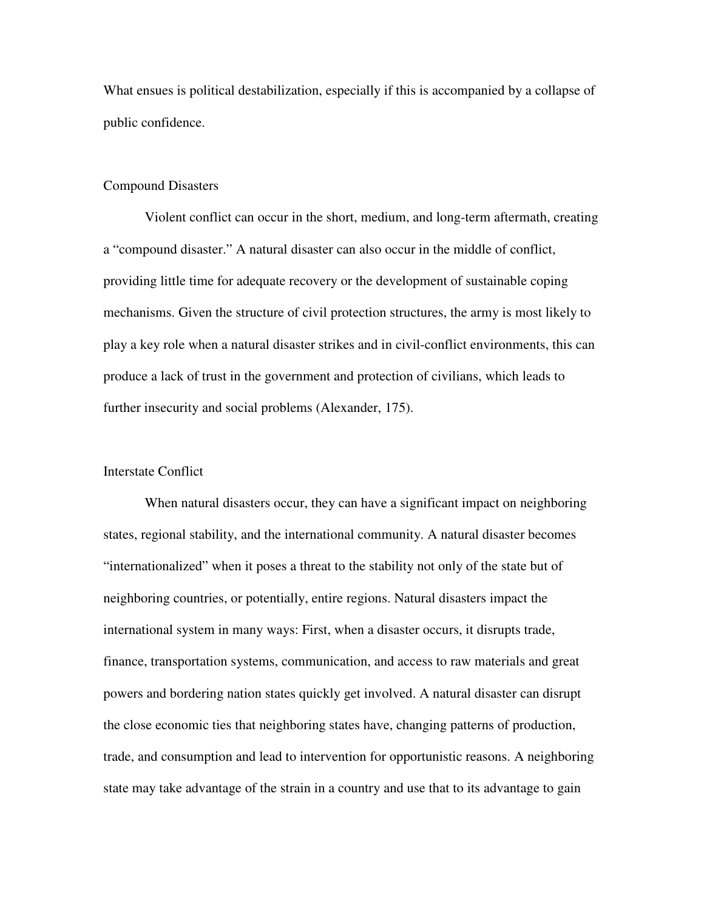What ensues is political destabilization, especially if this is accompanied by a collapse of public confidence.

## Compound Disasters

Violent conflict can occur in the short, medium, and long-term aftermath, creating a "compound disaster." A natural disaster can also occur in the middle of conflict, providing little time for adequate recovery or the development of sustainable coping mechanisms. Given the structure of civil protection structures, the army is most likely to play a key role when a natural disaster strikes and in civil-conflict environments, this can produce a lack of trust in the government and protection of civilians, which leads to further insecurity and social problems (Alexander, 175).

## Interstate Conflict

When natural disasters occur, they can have a significant impact on neighboring states, regional stability, and the international community. A natural disaster becomes "internationalized" when it poses a threat to the stability not only of the state but of neighboring countries, or potentially, entire regions. Natural disasters impact the international system in many ways: First, when a disaster occurs, it disrupts trade, finance, transportation systems, communication, and access to raw materials and great powers and bordering nation states quickly get involved. A natural disaster can disrupt the close economic ties that neighboring states have, changing patterns of production, trade, and consumption and lead to intervention for opportunistic reasons. A neighboring state may take advantage of the strain in a country and use that to its advantage to gain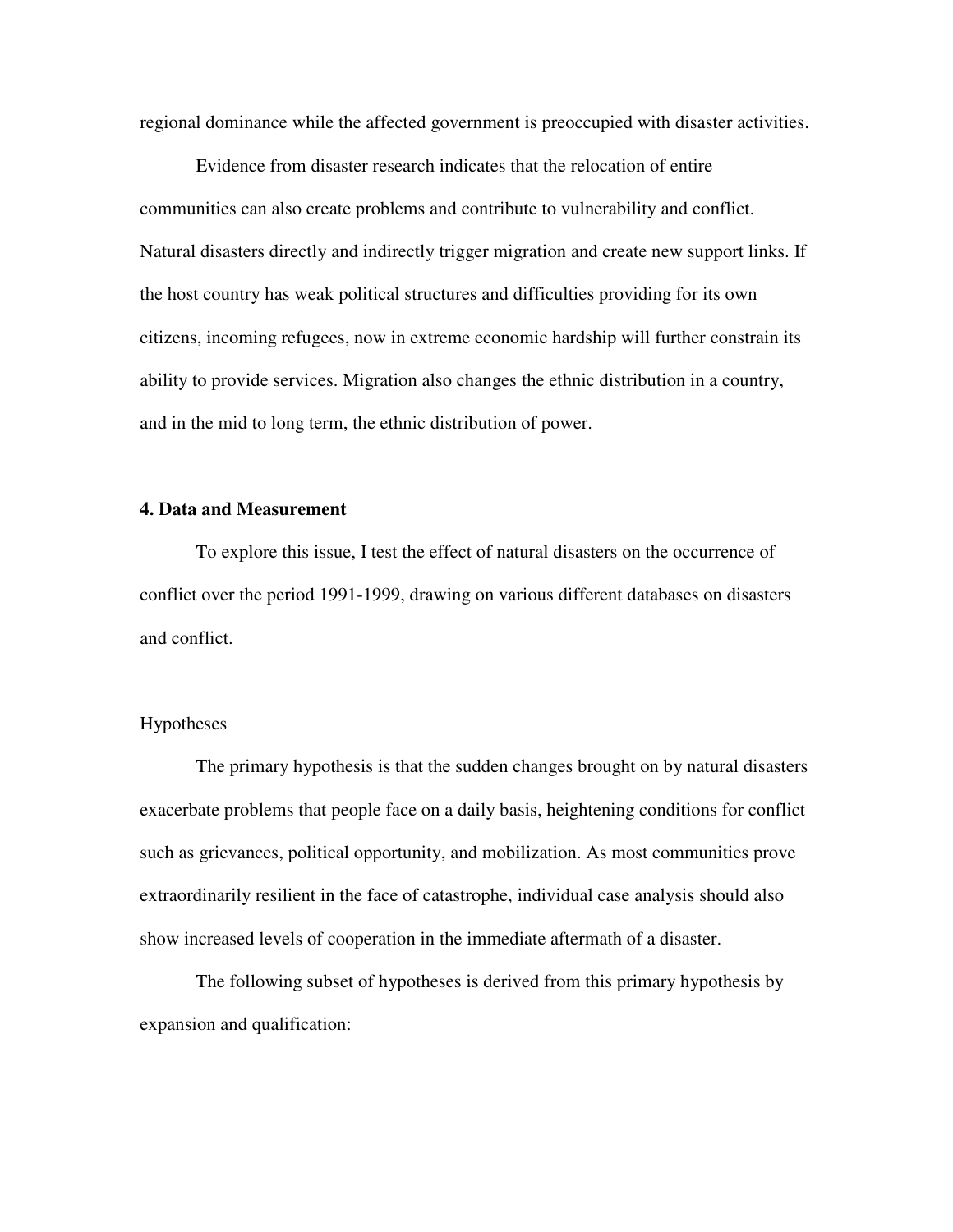regional dominance while the affected government is preoccupied with disaster activities.

Evidence from disaster research indicates that the relocation of entire communities can also create problems and contribute to vulnerability and conflict. Natural disasters directly and indirectly trigger migration and create new support links. If the host country has weak political structures and difficulties providing for its own citizens, incoming refugees, now in extreme economic hardship will further constrain its ability to provide services. Migration also changes the ethnic distribution in a country, and in the mid to long term, the ethnic distribution of power.

## 4. Data and Measurement

To explore this issue, I test the effect of natural disasters on the occurrence of conflict over the period 1991-1999, drawing on various different databases on disasters and conflict.

### Hypotheses

The primary hypothesis is that the sudden changes brought on by natural disasters exacerbate problems that people face on a daily basis, heightening conditions for conflict such as grievances, political opportunity, and mobilization. As most communities prove extraordinarily resilient in the face of catastrophe, individual case analysis should also show increased levels of cooperation in the immediate aftermath of a disaster.

The following subset of hypotheses is derived from this primary hypothesis by expansion and qualification: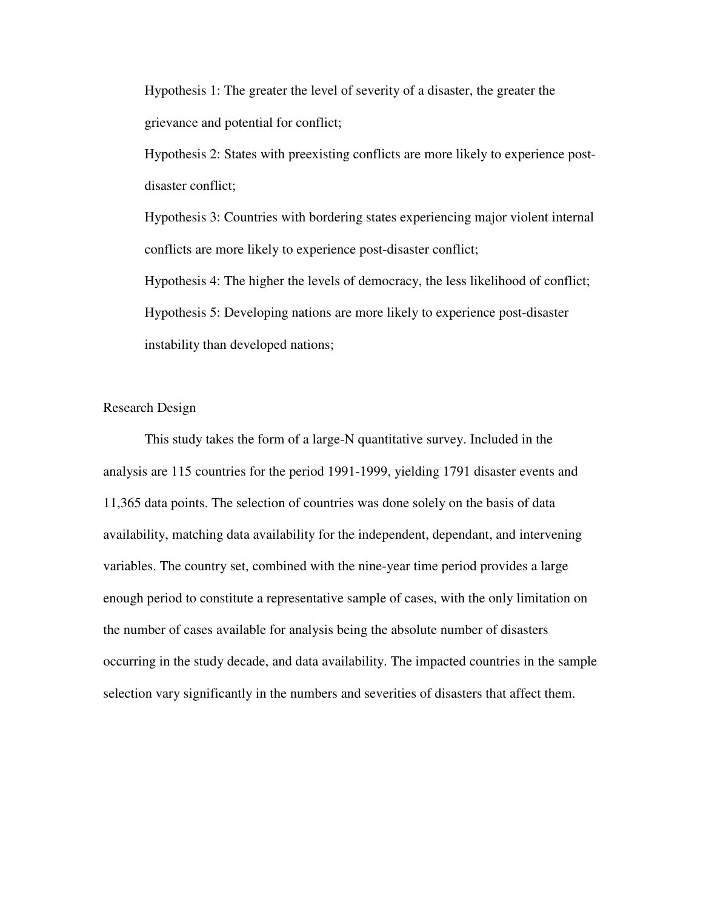Hypothesis 1: The greater the level of severity of a disaster, the greater the grievance and potential for conflict;

Hypothesis 2: States with preexisting conflicts are more likely to experience post-disaster conflict;

Hypothesis 3: Countries with bordering states experiencing major violent internal conflicts are more likely to experience post-disaster conflict;

Hypothesis 4: The higher the levels of democracy, the less likelihood of conflict;

Hypothesis 5: Developing nations are more likely to experience post-disaster instability than developed nations;

## Research Design

This study takes the form of a large-N quantitative survey. Included in the analysis are 115 countries for the period 1991-1999, yielding 1791 disaster events and 11,365 data points. The selection of countries was done solely on the basis of data availability, matching data availability for the independent, dependant, and intervening variables. The country set, combined with the nine-year time period provides a large enough period to constitute a representative sample of cases, with the only limitation on the number of cases available for analysis being the absolute number of disasters occurring in the study decade, and data availability. The impacted countries in the sample selection vary significantly in the numbers and severities of disasters that affect them.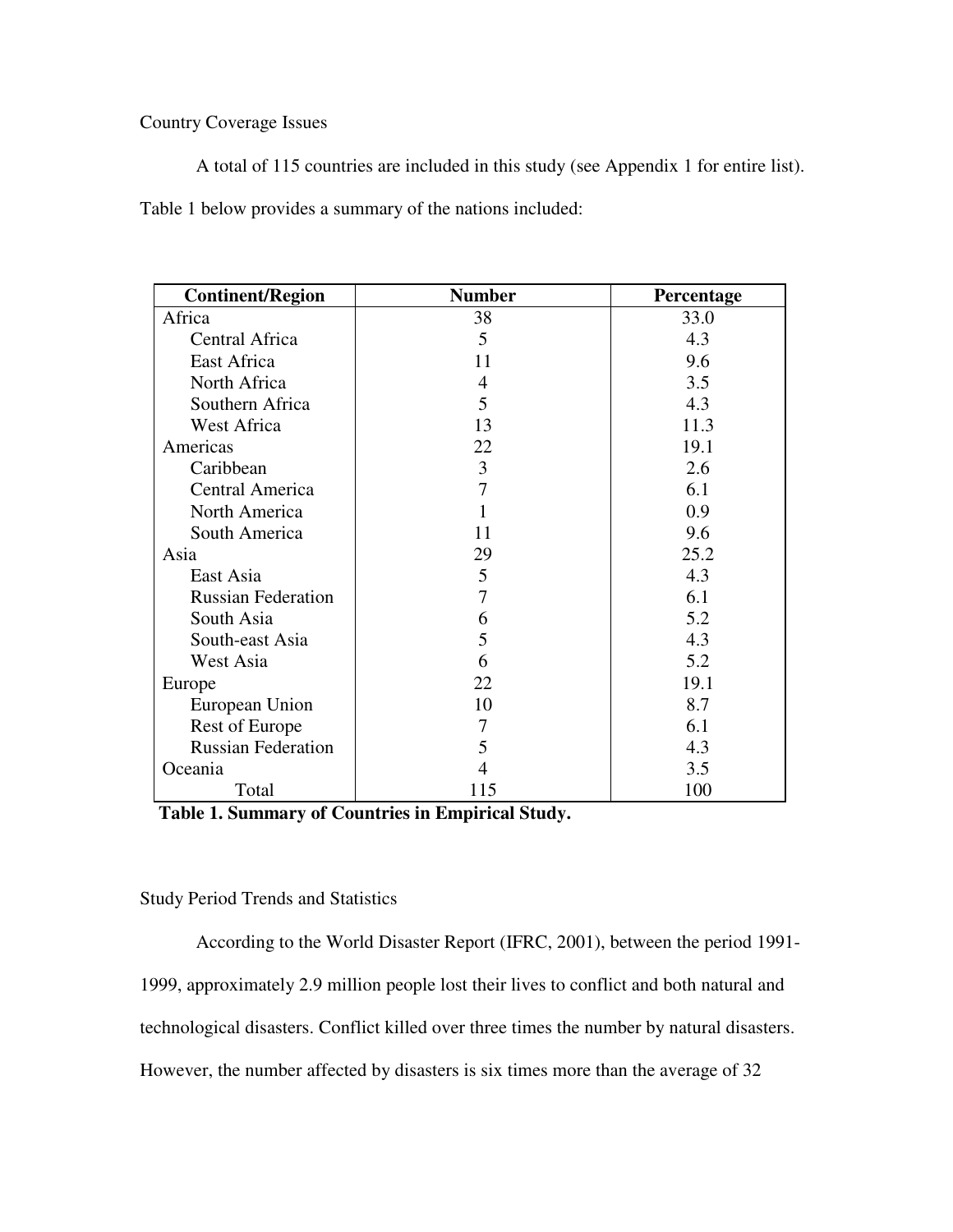Country Coverage Issues

A total of 115 countries are included in this study (see Appendix 1 for entire list). Table 1 below provides a summary of the nations included:

| Continent/Region | Number | Percentage |
|---|---|---|
| Africa | 38 | 33.0 |
| Central Africa | 5 | 4.3 |
| East Africa | 11 | 9.6 |
| North Africa | 4 | 3.5 |
| Southern Africa | 5 | 4.3 |
| West Africa | 13 | 11.3 |
| Americas | 22 | 19.1 |
| Caribbean | 3 | 2.6 |
| Central America | 7 | 6.1 |
| North America | 1 | 0.9 |
| South America | 11 | 9.6 |
| Asia | 29 | 25.2 |
| East Asia | 5 | 4.3 |
| Russian Federation | 7 | 6.1 |
| South Asia | 6 | 5.2 |
| South-east Asia | 5 | 4.3 |
| West Asia | 6 | 5.2 |
| Europe | 22 | 19.1 |
| European Union | 10 | 8.7 |
| Rest of Europe | 7 | 6.1 |
| Russian Federation | 5 | 4.3 |
| Oceania | 4 | 3.5 |
| Total | 115 | 100 |

**Table 1. Summary of Countries in Empirical Study.**

Study Period Trends and Statistics

According to the World Disaster Report (IFRC, 2001), between the period 1991-1999, approximately 2.9 million people lost their lives to conflict and both natural and technological disasters. Conflict killed over three times the number by natural disasters. However, the number affected by disasters is six times more than the average of 32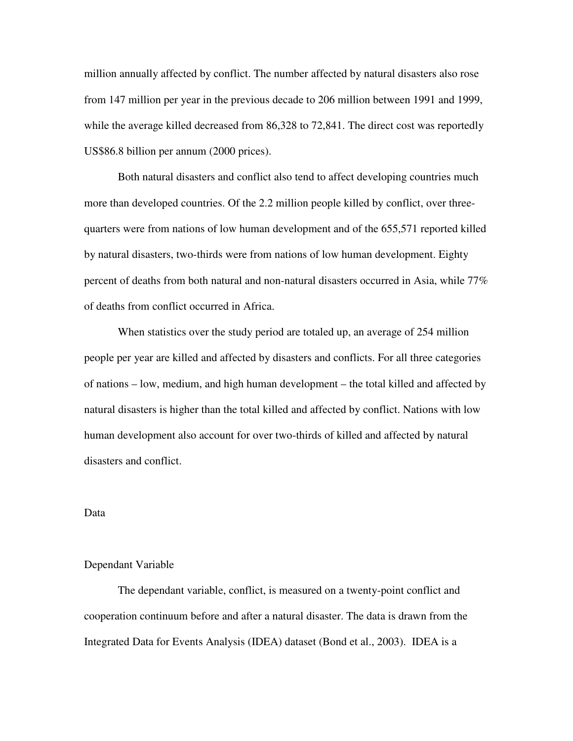million annually affected by conflict. The number affected by natural disasters also rose from 147 million per year in the previous decade to 206 million between 1991 and 1999, while the average killed decreased from 86,328 to 72,841. The direct cost was reportedly US$86.8 billion per annum (2000 prices).

Both natural disasters and conflict also tend to affect developing countries much more than developed countries. Of the 2.2 million people killed by conflict, over three-quarters were from nations of low human development and of the 655,571 reported killed by natural disasters, two-thirds were from nations of low human development. Eighty percent of deaths from both natural and non-natural disasters occurred in Asia, while 77% of deaths from conflict occurred in Africa.

When statistics over the study period are totaled up, an average of 254 million people per year are killed and affected by disasters and conflicts. For all three categories of nations – low, medium, and high human development – the total killed and affected by natural disasters is higher than the total killed and affected by conflict. Nations with low human development also account for over two-thirds of killed and affected by natural disasters and conflict.

## Data

### Dependant Variable

The dependant variable, conflict, is measured on a twenty-point conflict and cooperation continuum before and after a natural disaster. The data is drawn from the Integrated Data for Events Analysis (IDEA) dataset (Bond et al., 2003). IDEA is a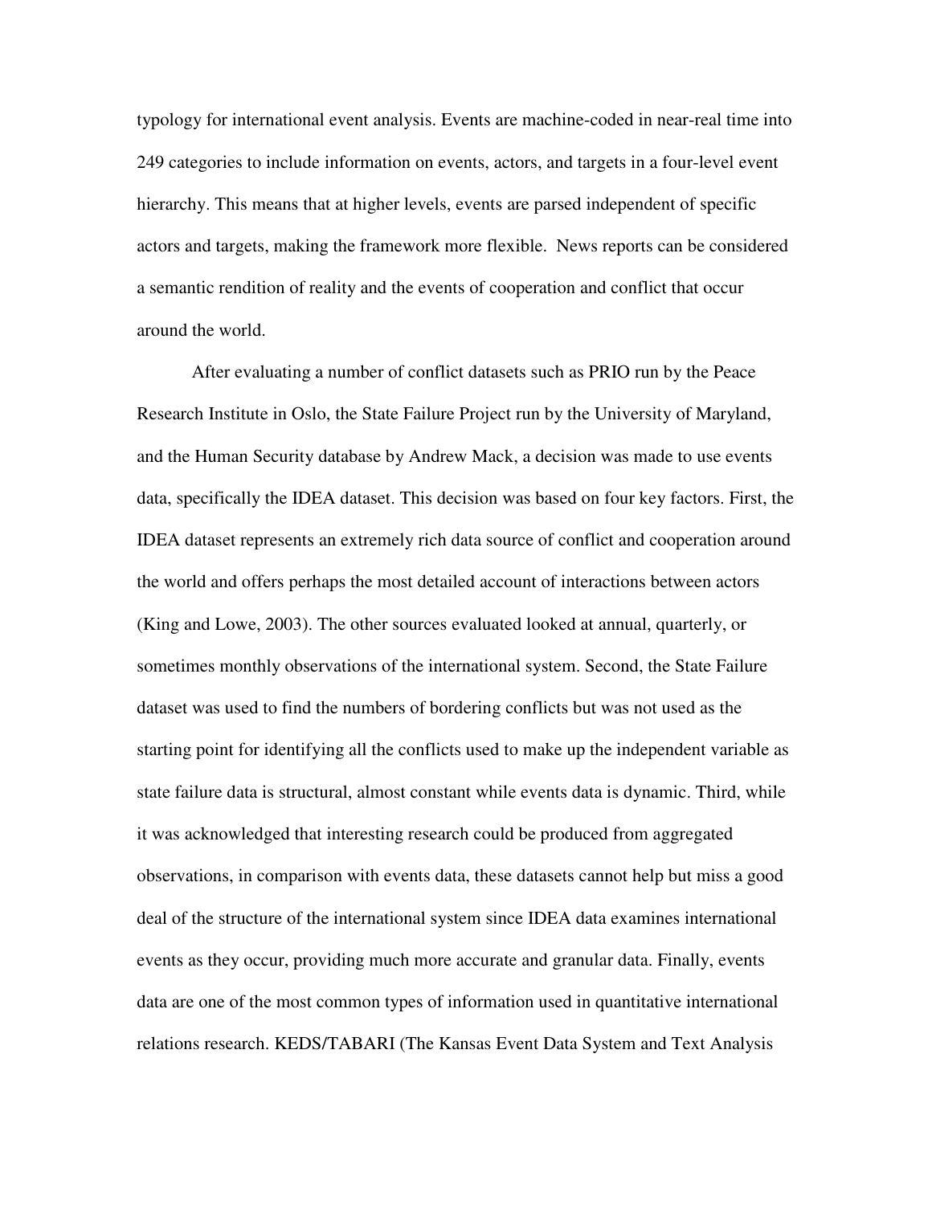typology for international event analysis. Events are machine-coded in near-real time into 249 categories to include information on events, actors, and targets in a four-level event hierarchy. This means that at higher levels, events are parsed independent of specific actors and targets, making the framework more flexible. News reports can be considered a semantic rendition of reality and the events of cooperation and conflict that occur around the world.

After evaluating a number of conflict datasets such as PRIO run by the Peace Research Institute in Oslo, the State Failure Project run by the University of Maryland, and the Human Security database by Andrew Mack, a decision was made to use events data, specifically the IDEA dataset. This decision was based on four key factors. First, the IDEA dataset represents an extremely rich data source of conflict and cooperation around the world and offers perhaps the most detailed account of interactions between actors (King and Lowe, 2003). The other sources evaluated looked at annual, quarterly, or sometimes monthly observations of the international system. Second, the State Failure dataset was used to find the numbers of bordering conflicts but was not used as the starting point for identifying all the conflicts used to make up the independent variable as state failure data is structural, almost constant while events data is dynamic. Third, while it was acknowledged that interesting research could be produced from aggregated observations, in comparison with events data, these datasets cannot help but miss a good deal of the structure of the international system since IDEA data examines international events as they occur, providing much more accurate and granular data. Finally, events data are one of the most common types of information used in quantitative international relations research. KEDS/TABARI (The Kansas Event Data System and Text Analysis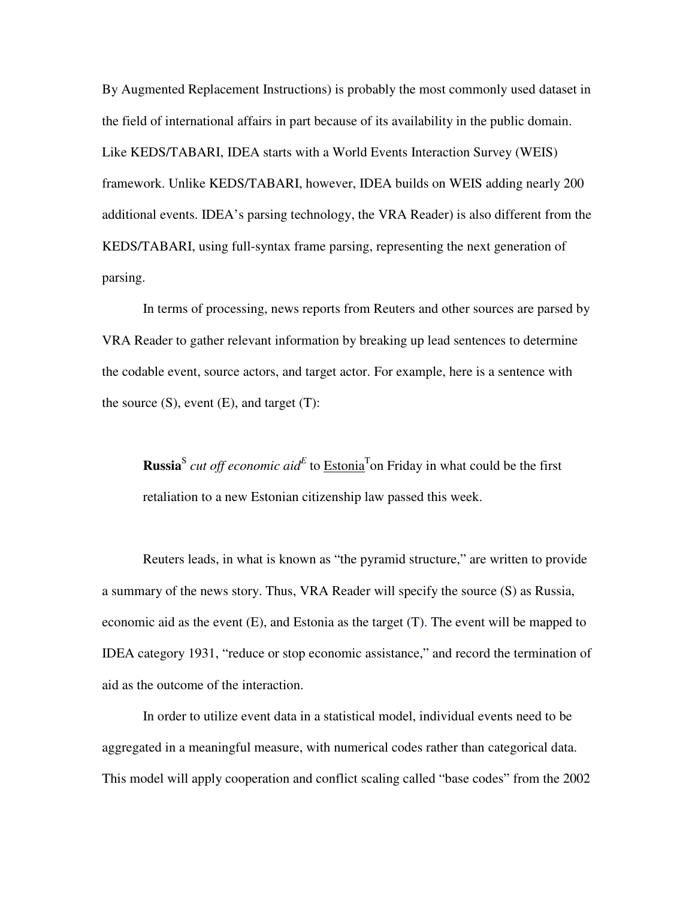By Augmented Replacement Instructions) is probably the most commonly used dataset in the field of international affairs in part because of its availability in the public domain. Like KEDS/TABARI, IDEA starts with a World Events Interaction Survey (WEIS) framework. Unlike KEDS/TABARI, however, IDEA builds on WEIS adding nearly 200 additional events. IDEA's parsing technology, the VRA Reader) is also different from the KEDS/TABARI, using full-syntax frame parsing, representing the next generation of parsing.

In terms of processing, news reports from Reuters and other sources are parsed by VRA Reader to gather relevant information by breaking up lead sentences to determine the codable event, source actors, and target actor. For example, here is a sentence with the source (S), event (E), and target (T):

> **Russia**$^{S}$ *cut off economic aid*$^{E}$ to <u>Estonia</u>$^{T}$on Friday in what could be the first retaliation to a new Estonian citizenship law passed this week.

Reuters leads, in what is known as "the pyramid structure," are written to provide a summary of the news story. Thus, VRA Reader will specify the source (S) as Russia, economic aid as the event (E), and Estonia as the target (T). The event will be mapped to IDEA category 1931, "reduce or stop economic assistance," and record the termination of aid as the outcome of the interaction.

In order to utilize event data in a statistical model, individual events need to be aggregated in a meaningful measure, with numerical codes rather than categorical data. This model will apply cooperation and conflict scaling called "base codes" from the 2002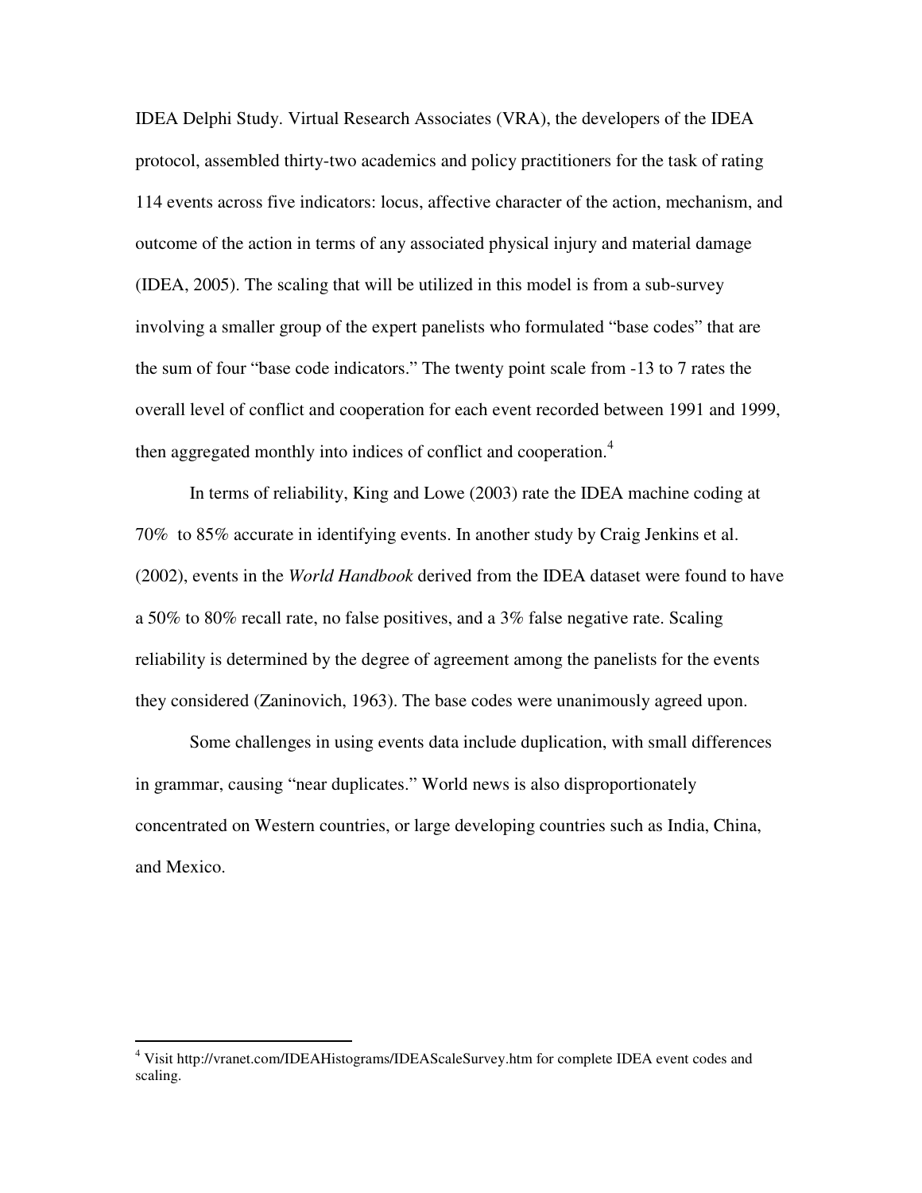IDEA Delphi Study. Virtual Research Associates (VRA), the developers of the IDEA protocol, assembled thirty-two academics and policy practitioners for the task of rating 114 events across five indicators: locus, affective character of the action, mechanism, and outcome of the action in terms of any associated physical injury and material damage (IDEA, 2005). The scaling that will be utilized in this model is from a sub-survey involving a smaller group of the expert panelists who formulated "base codes" that are the sum of four "base code indicators." The twenty point scale from -13 to 7 rates the overall level of conflict and cooperation for each event recorded between 1991 and 1999, then aggregated monthly into indices of conflict and cooperation.[4]

In terms of reliability, King and Lowe (2003) rate the IDEA machine coding at 70% to 85% accurate in identifying events. In another study by Craig Jenkins et al. (2002), events in the *World Handbook* derived from the IDEA dataset were found to have a 50% to 80% recall rate, no false positives, and a 3% false negative rate. Scaling reliability is determined by the degree of agreement among the panelists for the events they considered (Zaninovich, 1963). The base codes were unanimously agreed upon.

Some challenges in using events data include duplication, with small differences in grammar, causing "near duplicates." World news is also disproportionately concentrated on Western countries, or large developing countries such as India, China, and Mexico.

---

[4] Visit http://vranet.com/IDEAHistograms/IDEAScaleSurvey.htm for complete IDEA event codes and scaling.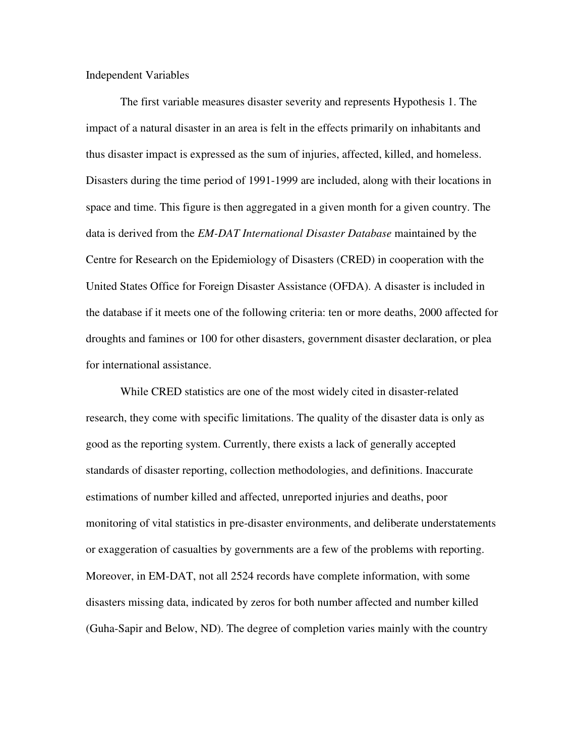## Independent Variables

The first variable measures disaster severity and represents Hypothesis 1. The impact of a natural disaster in an area is felt in the effects primarily on inhabitants and thus disaster impact is expressed as the sum of injuries, affected, killed, and homeless. Disasters during the time period of 1991-1999 are included, along with their locations in space and time. This figure is then aggregated in a given month for a given country. The data is derived from the *EM-DAT International Disaster Database* maintained by the Centre for Research on the Epidemiology of Disasters (CRED) in cooperation with the United States Office for Foreign Disaster Assistance (OFDA). A disaster is included in the database if it meets one of the following criteria: ten or more deaths, 2000 affected for droughts and famines or 100 for other disasters, government disaster declaration, or plea for international assistance.

While CRED statistics are one of the most widely cited in disaster-related research, they come with specific limitations. The quality of the disaster data is only as good as the reporting system. Currently, there exists a lack of generally accepted standards of disaster reporting, collection methodologies, and definitions. Inaccurate estimations of number killed and affected, unreported injuries and deaths, poor monitoring of vital statistics in pre-disaster environments, and deliberate understatements or exaggeration of casualties by governments are a few of the problems with reporting. Moreover, in EM-DAT, not all 2524 records have complete information, with some disasters missing data, indicated by zeros for both number affected and number killed (Guha-Sapir and Below, ND). The degree of completion varies mainly with the country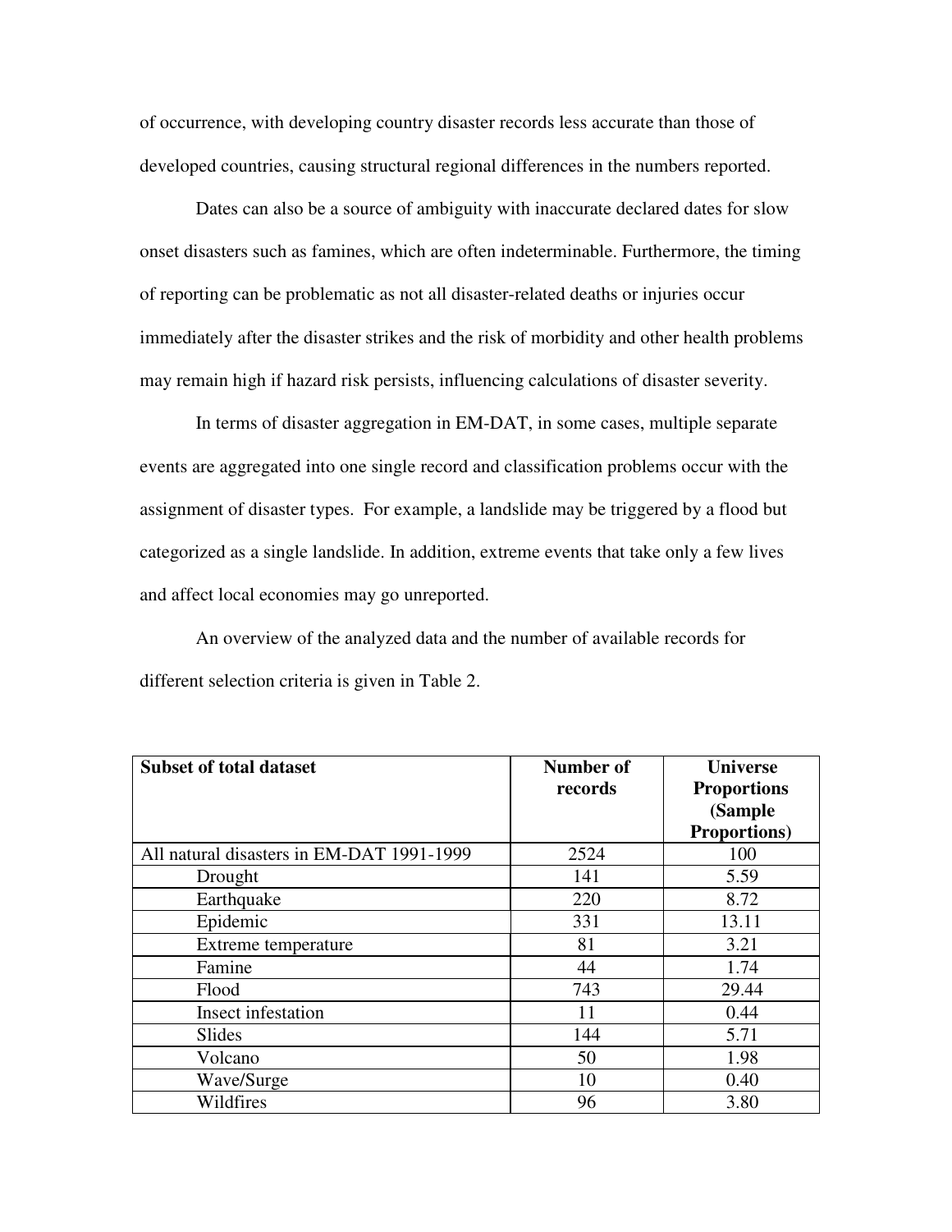of occurrence, with developing country disaster records less accurate than those of developed countries, causing structural regional differences in the numbers reported.

Dates can also be a source of ambiguity with inaccurate declared dates for slow onset disasters such as famines, which are often indeterminable. Furthermore, the timing of reporting can be problematic as not all disaster-related deaths or injuries occur immediately after the disaster strikes and the risk of morbidity and other health problems may remain high if hazard risk persists, influencing calculations of disaster severity.

In terms of disaster aggregation in EM-DAT, in some cases, multiple separate events are aggregated into one single record and classification problems occur with the assignment of disaster types. For example, a landslide may be triggered by a flood but categorized as a single landslide. In addition, extreme events that take only a few lives and affect local economies may go unreported.

An overview of the analyzed data and the number of available records for different selection criteria is given in Table 2.

| **Subset of total dataset** | **Number of records** | **Universe Proportions (Sample Proportions)** |
|---|---|---|
| All natural disasters in EM-DAT 1991-1999 | 2524 | 100 |
| Drought | 141 | 5.59 |
| Earthquake | 220 | 8.72 |
| Epidemic | 331 | 13.11 |
| Extreme temperature | 81 | 3.21 |
| Famine | 44 | 1.74 |
| Flood | 743 | 29.44 |
| Insect infestation | 11 | 0.44 |
| Slides | 144 | 5.71 |
| Volcano | 50 | 1.98 |
| Wave/Surge | 10 | 0.40 |
| Wildfires | 96 | 3.80 |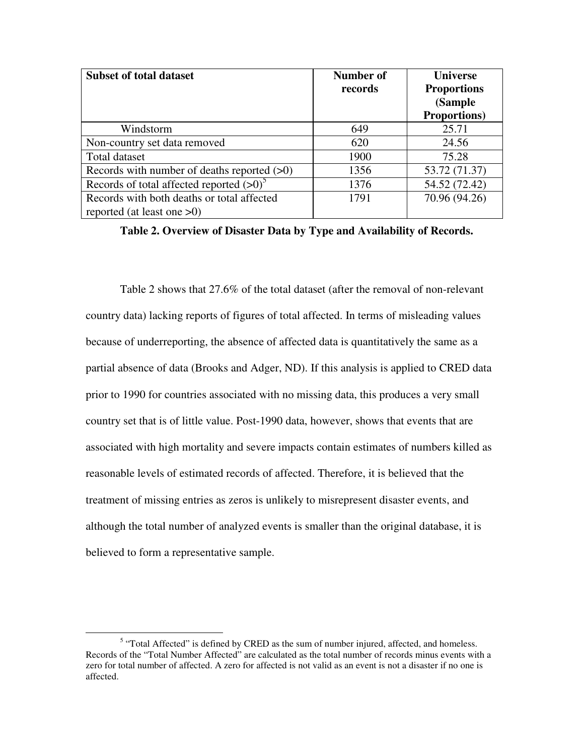| Subset of total dataset | Number of records | Universe Proportions (Sample Proportions) |
|---|---|---|
| Windstorm | 649 | 25.71 |
| Non-country set data removed | 620 | 24.56 |
| Total dataset | 1900 | 75.28 |
| Records with number of deaths reported (>0) | 1356 | 53.72 (71.37) |
| Records of total affected reported (>0)[5] | 1376 | 54.52 (72.42) |
| Records with both deaths or total affected reported (at least one >0) | 1791 | 70.96 (94.26) |

**Table 2. Overview of Disaster Data by Type and Availability of Records.**

Table 2 shows that 27.6% of the total dataset (after the removal of non-relevant country data) lacking reports of figures of total affected. In terms of misleading values because of underreporting, the absence of affected data is quantitatively the same as a partial absence of data (Brooks and Adger, ND). If this analysis is applied to CRED data prior to 1990 for countries associated with no missing data, this produces a very small country set that is of little value. Post-1990 data, however, shows that events that are associated with high mortality and severe impacts contain estimates of numbers killed as reasonable levels of estimated records of affected. Therefore, it is believed that the treatment of missing entries as zeros is unlikely to misrepresent disaster events, and although the total number of analyzed events is smaller than the original database, it is believed to form a representative sample.

[5] "Total Affected" is defined by CRED as the sum of number injured, affected, and homeless. Records of the "Total Number Affected" are calculated as the total number of records minus events with a zero for total number of affected. A zero for affected is not valid as an event is not a disaster if no one is affected.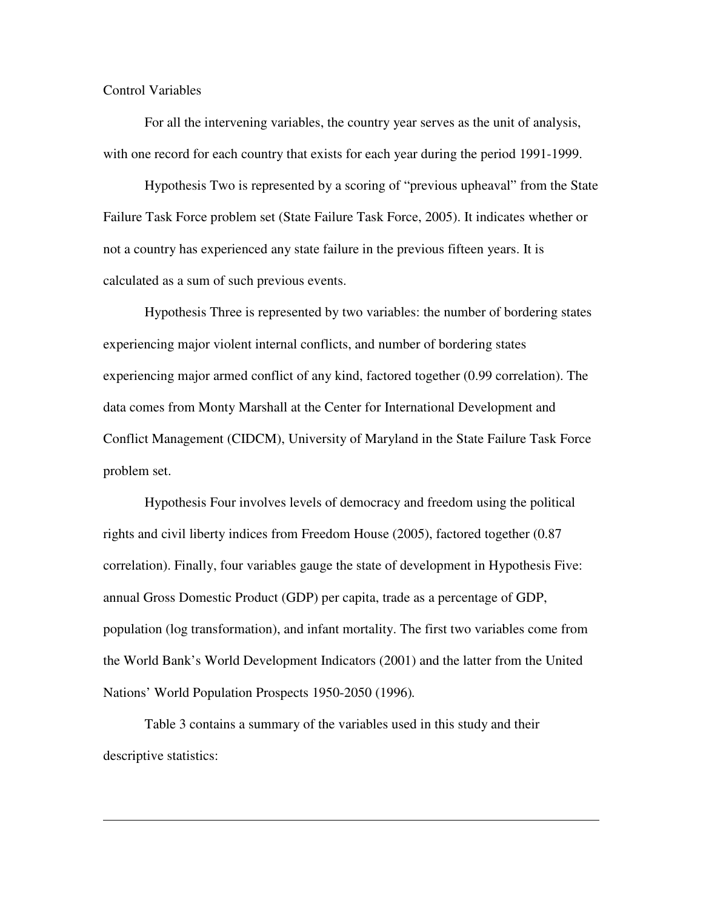Control Variables

For all the intervening variables, the country year serves as the unit of analysis, with one record for each country that exists for each year during the period 1991-1999.

Hypothesis Two is represented by a scoring of "previous upheaval" from the State Failure Task Force problem set (State Failure Task Force, 2005). It indicates whether or not a country has experienced any state failure in the previous fifteen years. It is calculated as a sum of such previous events.

Hypothesis Three is represented by two variables: the number of bordering states experiencing major violent internal conflicts, and number of bordering states experiencing major armed conflict of any kind, factored together (0.99 correlation). The data comes from Monty Marshall at the Center for International Development and Conflict Management (CIDCM), University of Maryland in the State Failure Task Force problem set.

Hypothesis Four involves levels of democracy and freedom using the political rights and civil liberty indices from Freedom House (2005), factored together (0.87 correlation). Finally, four variables gauge the state of development in Hypothesis Five: annual Gross Domestic Product (GDP) per capita, trade as a percentage of GDP, population (log transformation), and infant mortality. The first two variables come from the World Bank's World Development Indicators (2001) and the latter from the United Nations' World Population Prospects 1950-2050 (1996).

Table 3 contains a summary of the variables used in this study and their descriptive statistics: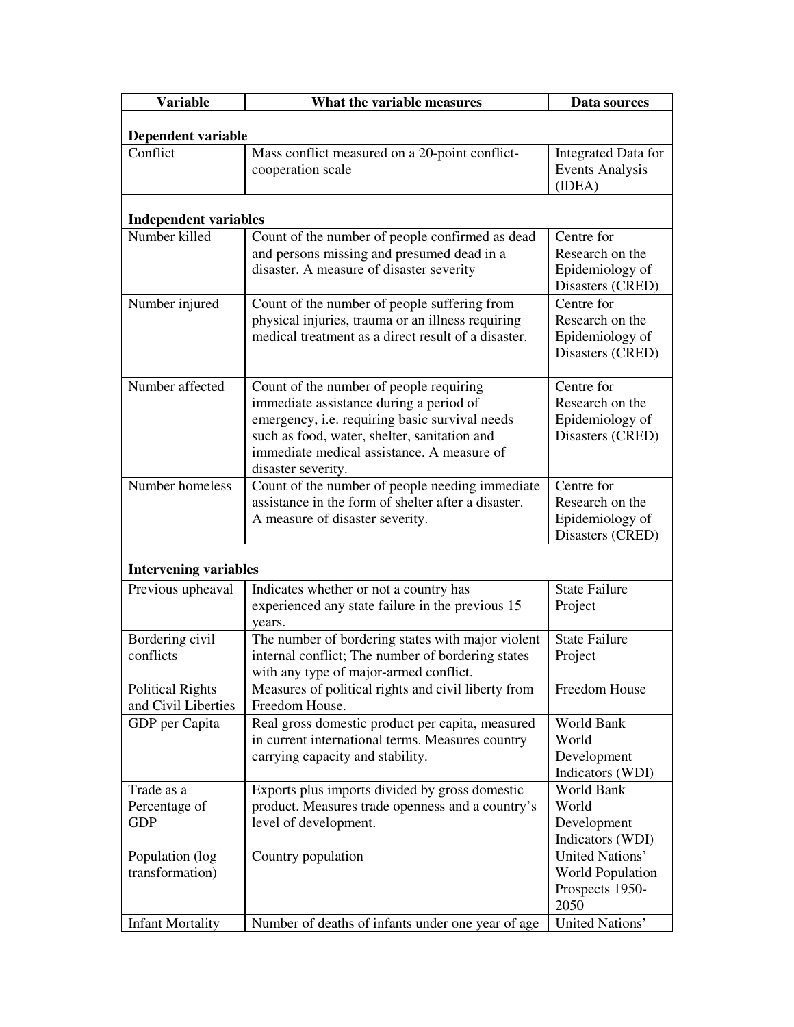| Variable | What the variable measures | Data sources |
|---|---|---|
| **Dependent variable** | | |
| Conflict | Mass conflict measured on a 20-point conflict-cooperation scale | Integrated Data for Events Analysis (IDEA) |
| **Independent variables** | | |
| Number killed | Count of the number of people confirmed as dead and persons missing and presumed dead in a disaster. A measure of disaster severity | Centre for Research on the Epidemiology of Disasters (CRED) |
| Number injured | Count of the number of people suffering from physical injuries, trauma or an illness requiring medical treatment as a direct result of a disaster. | Centre for Research on the Epidemiology of Disasters (CRED) |
| Number affected | Count of the number of people requiring immediate assistance during a period of emergency, i.e. requiring basic survival needs such as food, water, shelter, sanitation and immediate medical assistance. A measure of disaster severity. | Centre for Research on the Epidemiology of Disasters (CRED) |
| Number homeless | Count of the number of people needing immediate assistance in the form of shelter after a disaster. A measure of disaster severity. | Centre for Research on the Epidemiology of Disasters (CRED) |
| **Intervening variables** | | |
| Previous upheaval | Indicates whether or not a country has experienced any state failure in the previous 15 years. | State Failure Project |
| Bordering civil conflicts | The number of bordering states with major violent internal conflict; The number of bordering states with any type of major-armed conflict. | State Failure Project |
| Political Rights and Civil Liberties | Measures of political rights and civil liberty from Freedom House. | Freedom House |
| GDP per Capita | Real gross domestic product per capita, measured in current international terms. Measures country carrying capacity and stability. | World Bank World Development Indicators (WDI) |
| Trade as a Percentage of GDP | Exports plus imports divided by gross domestic product. Measures trade openness and a country's level of development. | World Bank World Development Indicators (WDI) |
| Population (log transformation) | Country population | United Nations' World Population Prospects 1950-2050 |
| Infant Mortality | Number of deaths of infants under one year of age | United Nations' |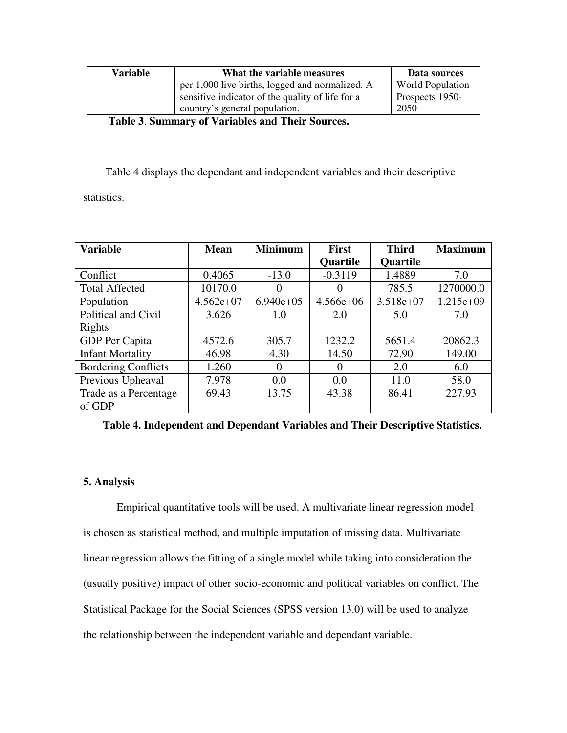| Variable | What the variable measures | Data sources |
| --- | --- | --- |
| | per 1,000 live births, logged and normalized. A sensitive indicator of the quality of life for a country's general population. | World Population Prospects 1950-2050 |

**Table 3**. **Summary of Variables and Their Sources.**

Table 4 displays the dependant and independent variables and their descriptive statistics.

| Variable | Mean | Minimum | First Quartile | Third Quartile | Maximum |
| --- | --- | --- | --- | --- | --- |
| Conflict | 0.4065 | -13.0 | -0.3119 | 1.4889 | 7.0 |
| Total Affected | 10170.0 | 0 | 0 | 785.5 | 1270000.0 |
| Population | 4.562e+07 | 6.940e+05 | 4.566e+06 | 3.518e+07 | 1.215e+09 |
| Political and Civil Rights | 3.626 | 1.0 | 2.0 | 5.0 | 7.0 |
| GDP Per Capita | 4572.6 | 305.7 | 1232.2 | 5651.4 | 20862.3 |
| Infant Mortality | 46.98 | 4.30 | 14.50 | 72.90 | 149.00 |
| Bordering Conflicts | 1.260 | 0 | 0 | 2.0 | 6.0 |
| Previous Upheaval | 7.978 | 0.0 | 0.0 | 11.0 | 58.0 |
| Trade as a Percentage of GDP | 69.43 | 13.75 | 43.38 | 86.41 | 227.93 |

**Table 4. Independent and Dependant Variables and Their Descriptive Statistics.**

### 5. Analysis

Empirical quantitative tools will be used. A multivariate linear regression model is chosen as statistical method, and multiple imputation of missing data. Multivariate linear regression allows the fitting of a single model while taking into consideration the (usually positive) impact of other socio-economic and political variables on conflict. The Statistical Package for the Social Sciences (SPSS version 13.0) will be used to analyze the relationship between the independent variable and dependant variable.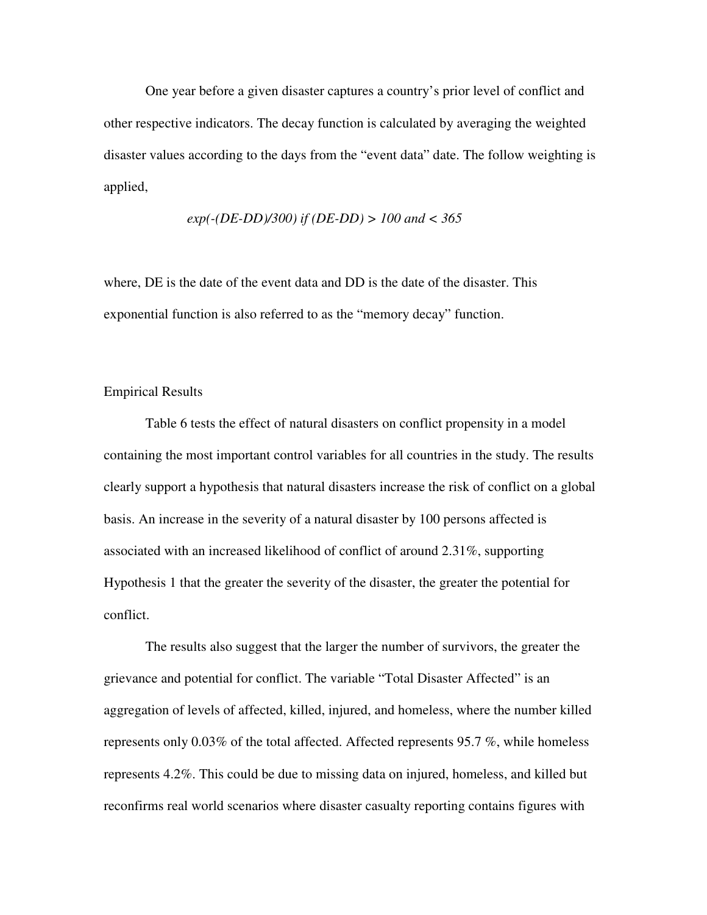One year before a given disaster captures a country's prior level of conflict and other respective indicators. The decay function is calculated by averaging the weighted disaster values according to the days from the "event data" date. The follow weighting is applied,

$$exp(-(DE-DD)/300) \text{ if } (DE-DD) > 100 \text{ and } < 365$$

where, DE is the date of the event data and DD is the date of the disaster. This exponential function is also referred to as the "memory decay" function.

## Empirical Results

Table 6 tests the effect of natural disasters on conflict propensity in a model containing the most important control variables for all countries in the study. The results clearly support a hypothesis that natural disasters increase the risk of conflict on a global basis. An increase in the severity of a natural disaster by 100 persons affected is associated with an increased likelihood of conflict of around 2.31%, supporting Hypothesis 1 that the greater the severity of the disaster, the greater the potential for conflict.

The results also suggest that the larger the number of survivors, the greater the grievance and potential for conflict. The variable "Total Disaster Affected" is an aggregation of levels of affected, killed, injured, and homeless, where the number killed represents only 0.03% of the total affected. Affected represents 95.7 %, while homeless represents 4.2%. This could be due to missing data on injured, homeless, and killed but reconfirms real world scenarios where disaster casualty reporting contains figures with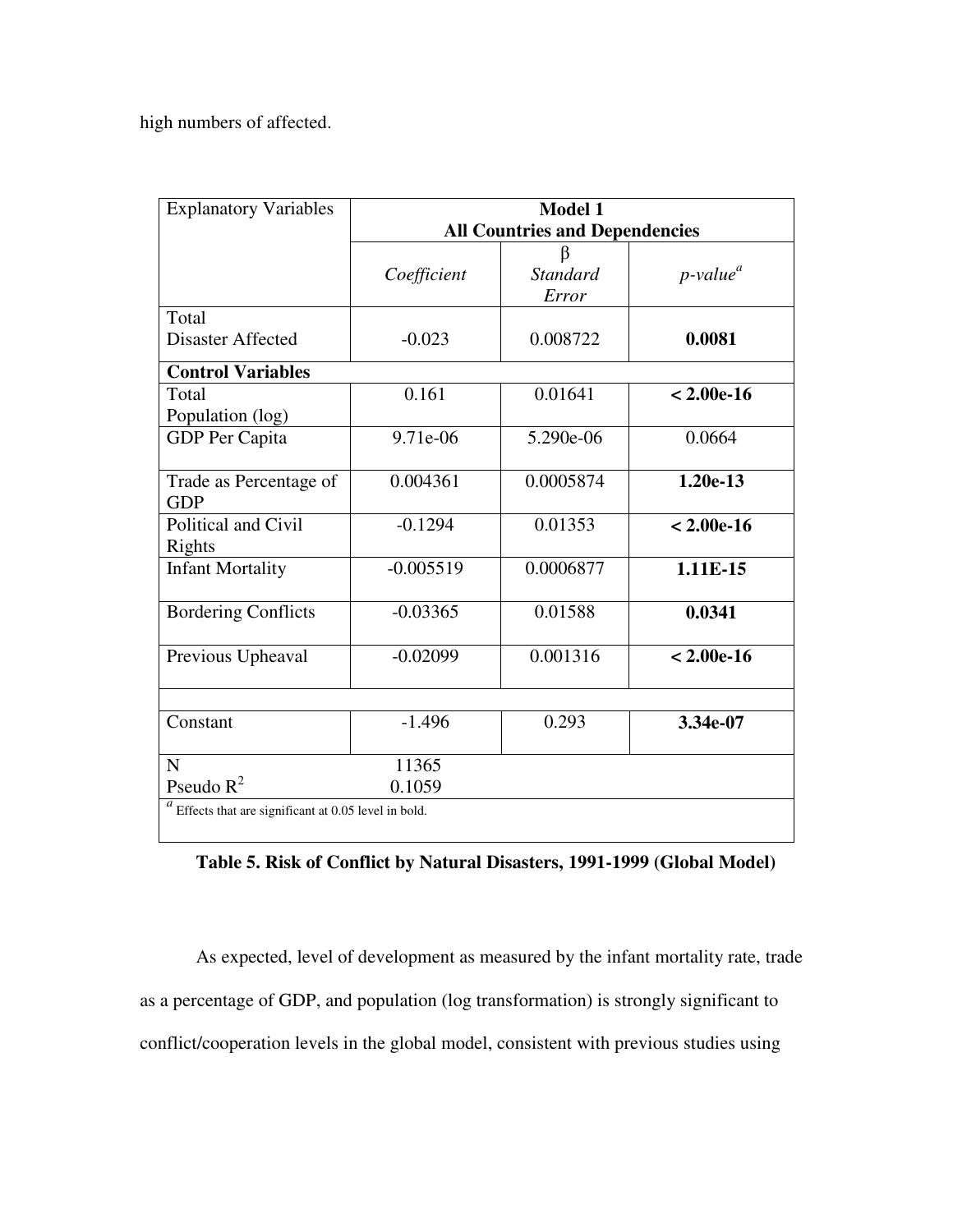high numbers of affected.

| Explanatory Variables | Model 1<br>**All Countries and Dependencies** | | |
|---|---|---|---|
| | *Coefficient* | β *Standard Error* | *p-value*[a] |
| Total Disaster Affected | -0.023 | 0.008722 | **0.0081** |
| **Control Variables** | | | |
| Total Population (log) | 0.161 | 0.01641 | **< 2.00e-16** |
| GDP Per Capita | 9.71e-06 | 5.290e-06 | 0.0664 |
| Trade as Percentage of GDP | 0.004361 | 0.0005874 | **1.20e-13** |
| Political and Civil Rights | -0.1294 | 0.01353 | **< 2.00e-16** |
| Infant Mortality | -0.005519 | 0.0006877 | **1.11E-15** |
| Bordering Conflicts | -0.03365 | 0.01588 | **0.0341** |
| Previous Upheaval | -0.02099 | 0.001316 | **< 2.00e-16** |
| | | | |
| Constant | -1.496 | 0.293 | **3.34e-07** |
| N<br>Pseudo $R^2$ | 11365<br>0.1059 | | |
| [a] Effects that are significant at 0.05 level in bold. | | | |

**Table 5. Risk of Conflict by Natural Disasters, 1991-1999 (Global Model)**

As expected, level of development as measured by the infant mortality rate, trade as a percentage of GDP, and population (log transformation) is strongly significant to conflict/cooperation levels in the global model, consistent with previous studies using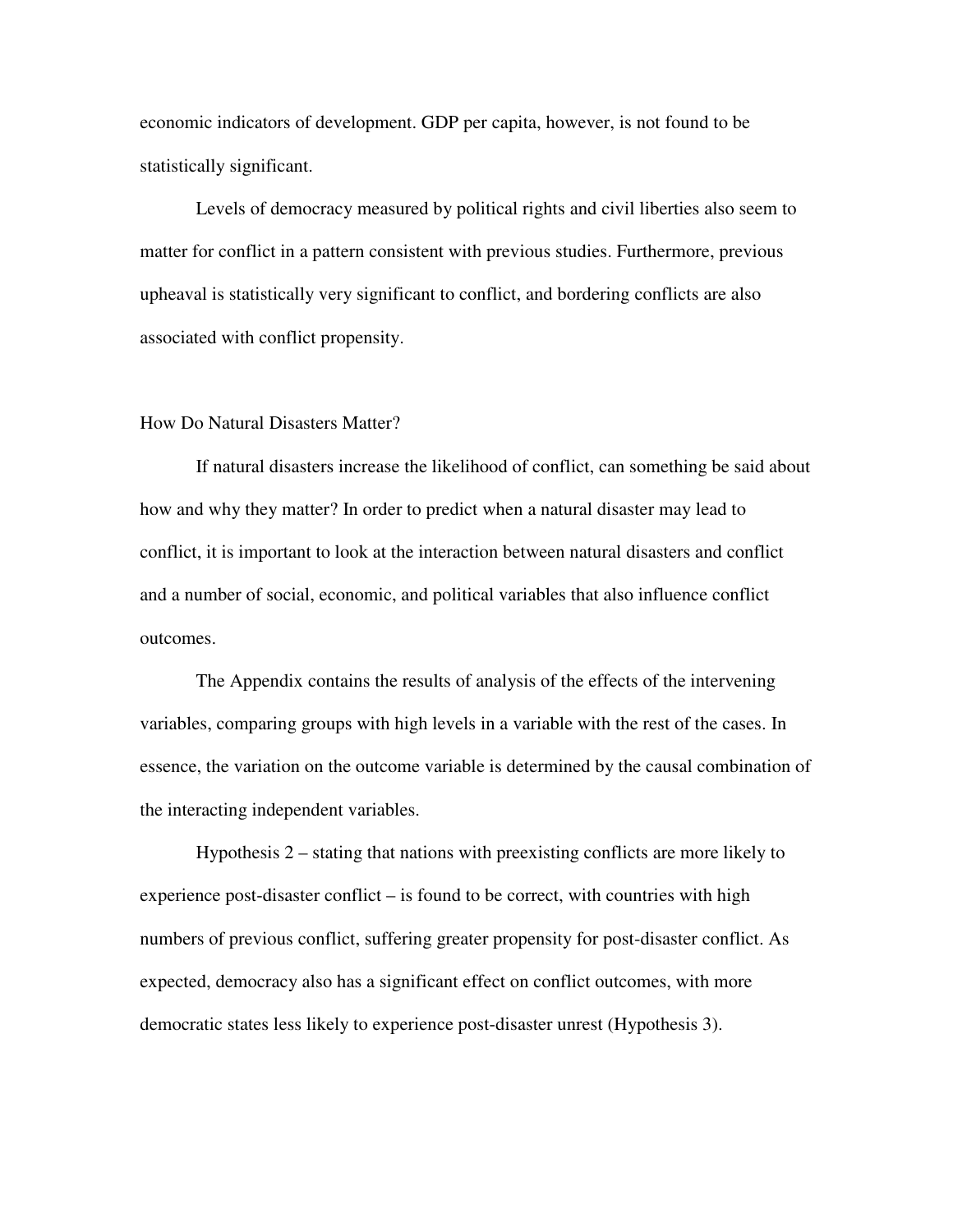economic indicators of development. GDP per capita, however, is not found to be statistically significant.

Levels of democracy measured by political rights and civil liberties also seem to matter for conflict in a pattern consistent with previous studies. Furthermore, previous upheaval is statistically very significant to conflict, and bordering conflicts are also associated with conflict propensity.

## How Do Natural Disasters Matter?

If natural disasters increase the likelihood of conflict, can something be said about how and why they matter? In order to predict when a natural disaster may lead to conflict, it is important to look at the interaction between natural disasters and conflict and a number of social, economic, and political variables that also influence conflict outcomes.

The Appendix contains the results of analysis of the effects of the intervening variables, comparing groups with high levels in a variable with the rest of the cases. In essence, the variation on the outcome variable is determined by the causal combination of the interacting independent variables.

Hypothesis 2 – stating that nations with preexisting conflicts are more likely to experience post-disaster conflict – is found to be correct, with countries with high numbers of previous conflict, suffering greater propensity for post-disaster conflict. As expected, democracy also has a significant effect on conflict outcomes, with more democratic states less likely to experience post-disaster unrest (Hypothesis 3).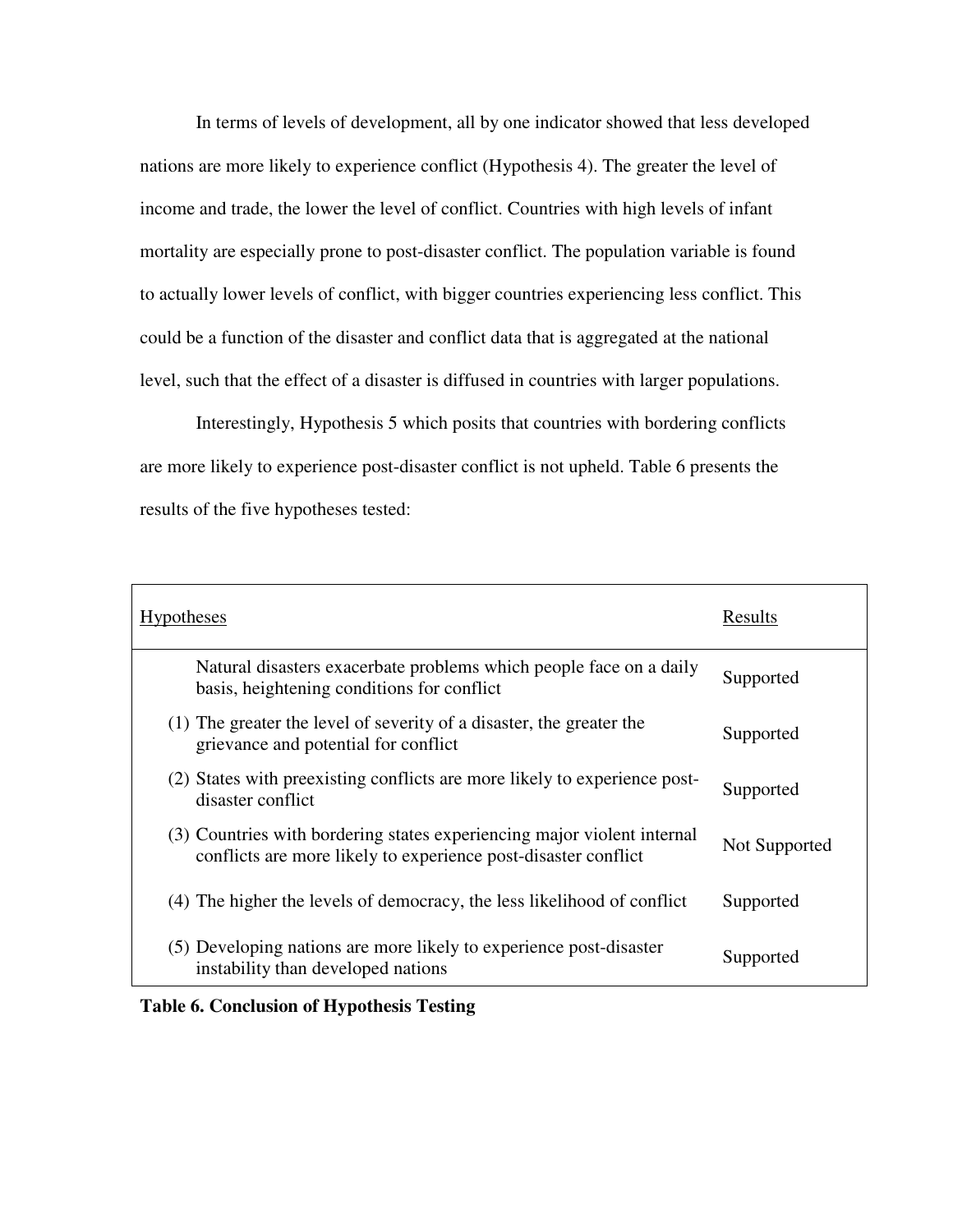In terms of levels of development, all by one indicator showed that less developed nations are more likely to experience conflict (Hypothesis 4). The greater the level of income and trade, the lower the level of conflict. Countries with high levels of infant mortality are especially prone to post-disaster conflict. The population variable is found to actually lower levels of conflict, with bigger countries experiencing less conflict. This could be a function of the disaster and conflict data that is aggregated at the national level, such that the effect of a disaster is diffused in countries with larger populations.

Interestingly, Hypothesis 5 which posits that countries with bordering conflicts are more likely to experience post-disaster conflict is not upheld. Table 6 presents the results of the five hypotheses tested:

| Hypotheses | Results |
| --- | --- |
| Natural disasters exacerbate problems which people face on a daily basis, heightening conditions for conflict | Supported |
| (1) The greater the level of severity of a disaster, the greater the grievance and potential for conflict | Supported |
| (2) States with preexisting conflicts are more likely to experience post-disaster conflict | Supported |
| (3) Countries with bordering states experiencing major violent internal conflicts are more likely to experience post-disaster conflict | Not Supported |
| (4) The higher the levels of democracy, the less likelihood of conflict | Supported |
| (5) Developing nations are more likely to experience post-disaster instability than developed nations | Supported |

**Table 6. Conclusion of Hypothesis Testing**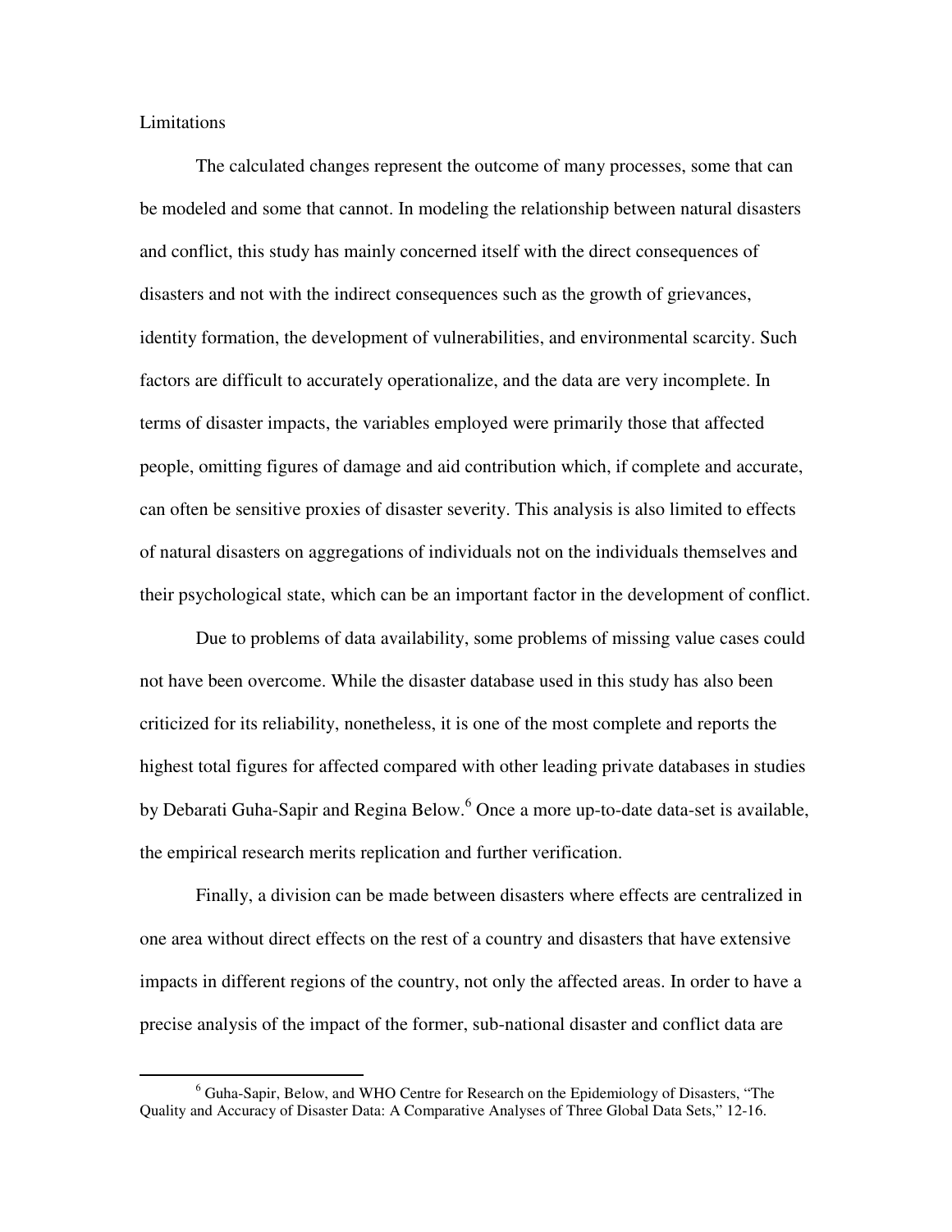## Limitations

The calculated changes represent the outcome of many processes, some that can be modeled and some that cannot. In modeling the relationship between natural disasters and conflict, this study has mainly concerned itself with the direct consequences of disasters and not with the indirect consequences such as the growth of grievances, identity formation, the development of vulnerabilities, and environmental scarcity. Such factors are difficult to accurately operationalize, and the data are very incomplete. In terms of disaster impacts, the variables employed were primarily those that affected people, omitting figures of damage and aid contribution which, if complete and accurate, can often be sensitive proxies of disaster severity. This analysis is also limited to effects of natural disasters on aggregations of individuals not on the individuals themselves and their psychological state, which can be an important factor in the development of conflict.

Due to problems of data availability, some problems of missing value cases could not have been overcome. While the disaster database used in this study has also been criticized for its reliability, nonetheless, it is one of the most complete and reports the highest total figures for affected compared with other leading private databases in studies by Debarati Guha-Sapir and Regina Below.[6] Once a more up-to-date data-set is available, the empirical research merits replication and further verification.

Finally, a division can be made between disasters where effects are centralized in one area without direct effects on the rest of a country and disasters that have extensive impacts in different regions of the country, not only the affected areas. In order to have a precise analysis of the impact of the former, sub-national disaster and conflict data are

---

[6] Guha-Sapir, Below, and WHO Centre for Research on the Epidemiology of Disasters, "The Quality and Accuracy of Disaster Data: A Comparative Analyses of Three Global Data Sets," 12-16.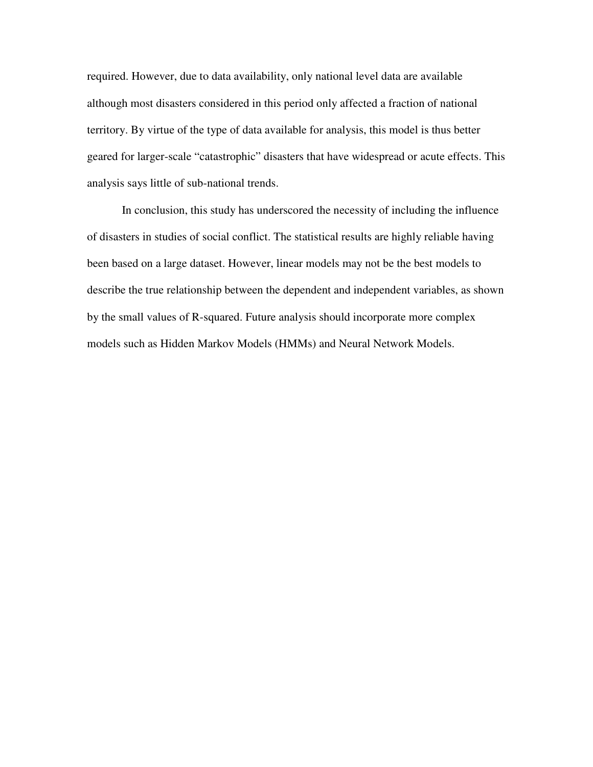required. However, due to data availability, only national level data are available although most disasters considered in this period only affected a fraction of national territory. By virtue of the type of data available for analysis, this model is thus better geared for larger-scale “catastrophic” disasters that have widespread or acute effects. This analysis says little of sub-national trends.

In conclusion, this study has underscored the necessity of including the influence of disasters in studies of social conflict. The statistical results are highly reliable having been based on a large dataset. However, linear models may not be the best models to describe the true relationship between the dependent and independent variables, as shown by the small values of R-squared. Future analysis should incorporate more complex models such as Hidden Markov Models (HMMs) and Neural Network Models.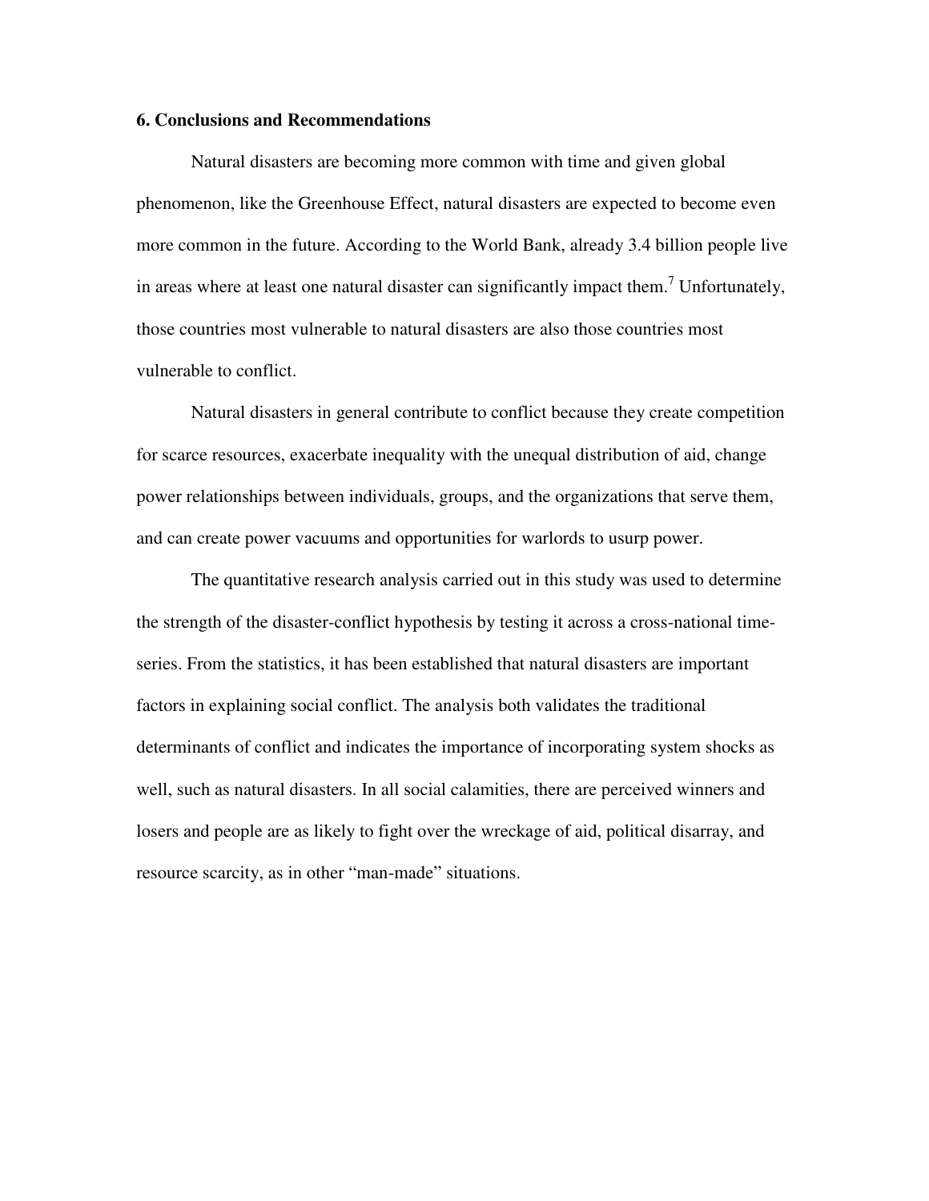**6. Conclusions and Recommendations**

Natural disasters are becoming more common with time and given global phenomenon, like the Greenhouse Effect, natural disasters are expected to become even more common in the future. According to the World Bank, already 3.4 billion people live in areas where at least one natural disaster can significantly impact them.[7] Unfortunately, those countries most vulnerable to natural disasters are also those countries most vulnerable to conflict.

Natural disasters in general contribute to conflict because they create competition for scarce resources, exacerbate inequality with the unequal distribution of aid, change power relationships between individuals, groups, and the organizations that serve them, and can create power vacuums and opportunities for warlords to usurp power.

The quantitative research analysis carried out in this study was used to determine the strength of the disaster-conflict hypothesis by testing it across a cross-national time-series. From the statistics, it has been established that natural disasters are important factors in explaining social conflict. The analysis both validates the traditional determinants of conflict and indicates the importance of incorporating system shocks as well, such as natural disasters. In all social calamities, there are perceived winners and losers and people are as likely to fight over the wreckage of aid, political disarray, and resource scarcity, as in other "man-made" situations.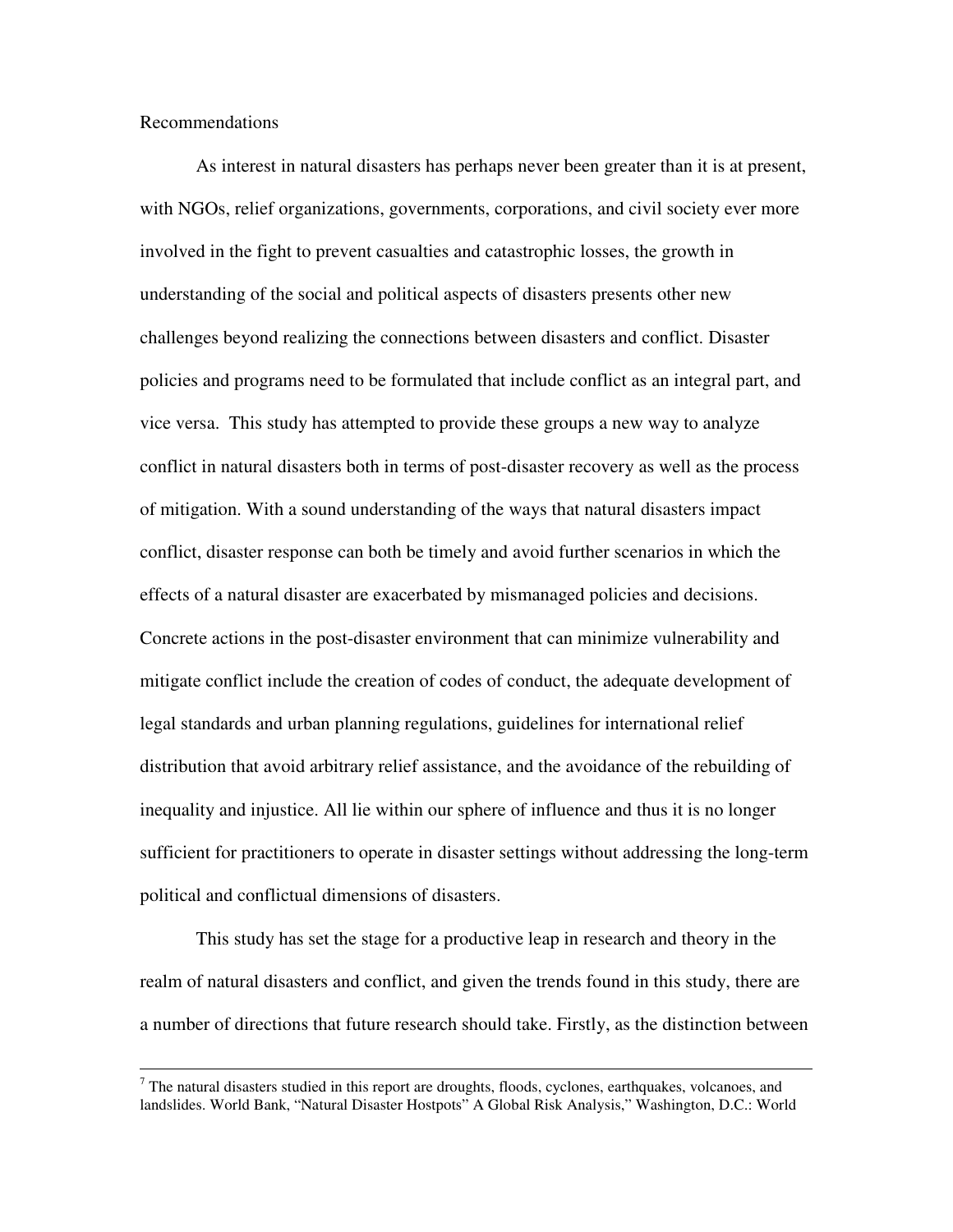## Recommendations

As interest in natural disasters has perhaps never been greater than it is at present, with NGOs, relief organizations, governments, corporations, and civil society ever more involved in the fight to prevent casualties and catastrophic losses, the growth in understanding of the social and political aspects of disasters presents other new challenges beyond realizing the connections between disasters and conflict. Disaster policies and programs need to be formulated that include conflict as an integral part, and vice versa. This study has attempted to provide these groups a new way to analyze conflict in natural disasters both in terms of post-disaster recovery as well as the process of mitigation. With a sound understanding of the ways that natural disasters impact conflict, disaster response can both be timely and avoid further scenarios in which the effects of a natural disaster are exacerbated by mismanaged policies and decisions. Concrete actions in the post-disaster environment that can minimize vulnerability and mitigate conflict include the creation of codes of conduct, the adequate development of legal standards and urban planning regulations, guidelines for international relief distribution that avoid arbitrary relief assistance, and the avoidance of the rebuilding of inequality and injustice. All lie within our sphere of influence and thus it is no longer sufficient for practitioners to operate in disaster settings without addressing the long-term political and conflictual dimensions of disasters.

This study has set the stage for a productive leap in research and theory in the realm of natural disasters and conflict, and given the trends found in this study, there are a number of directions that future research should take. Firstly, as the distinction between

---

[7] The natural disasters studied in this report are droughts, floods, cyclones, earthquakes, volcanoes, and landslides. World Bank, "Natural Disaster Hostpots" A Global Risk Analysis," Washington, D.C.: World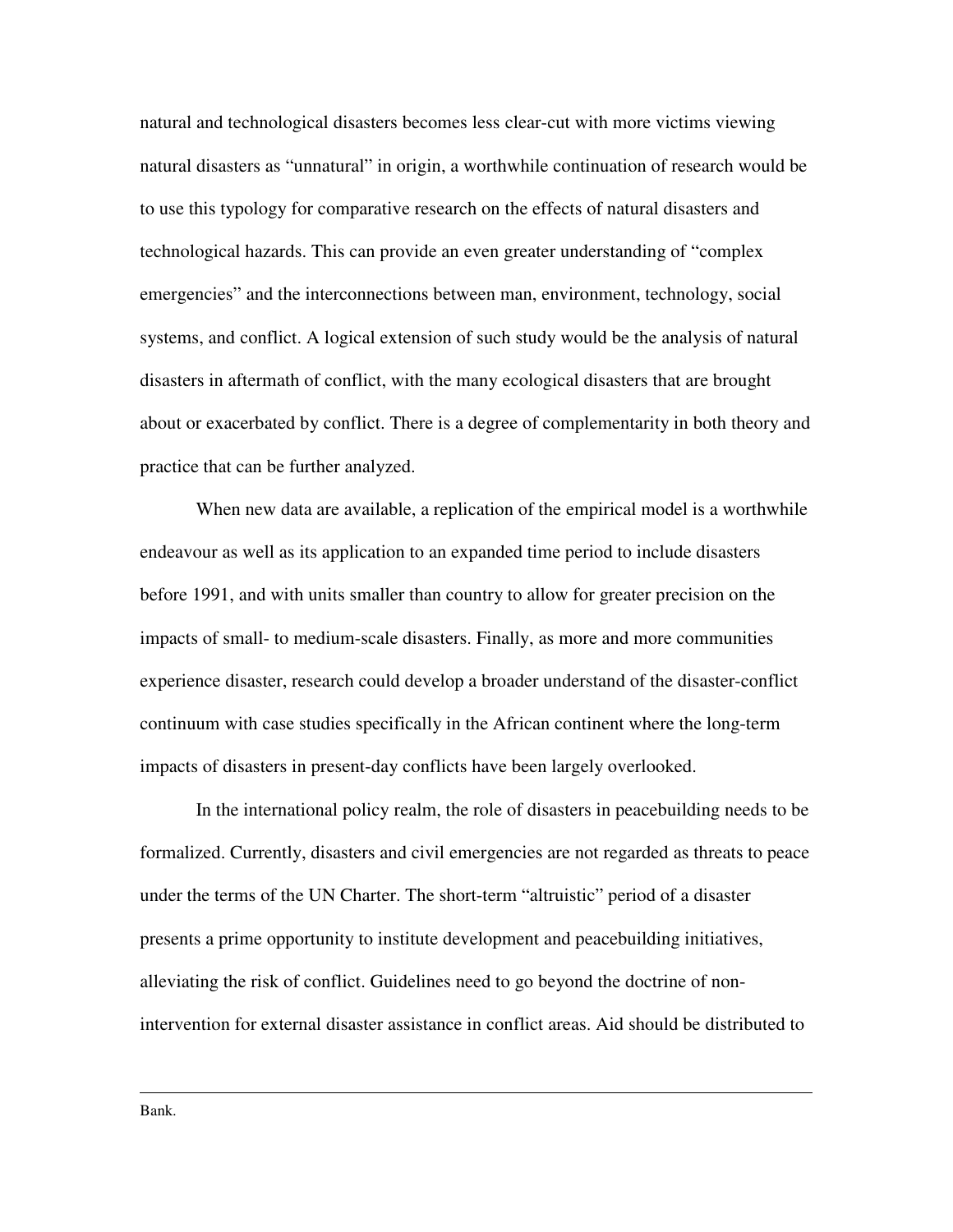natural and technological disasters becomes less clear-cut with more victims viewing natural disasters as "unnatural" in origin, a worthwhile continuation of research would be to use this typology for comparative research on the effects of natural disasters and technological hazards. This can provide an even greater understanding of "complex emergencies" and the interconnections between man, environment, technology, social systems, and conflict. A logical extension of such study would be the analysis of natural disasters in aftermath of conflict, with the many ecological disasters that are brought about or exacerbated by conflict. There is a degree of complementarity in both theory and practice that can be further analyzed.

When new data are available, a replication of the empirical model is a worthwhile endeavour as well as its application to an expanded time period to include disasters before 1991, and with units smaller than country to allow for greater precision on the impacts of small- to medium-scale disasters. Finally, as more and more communities experience disaster, research could develop a broader understand of the disaster-conflict continuum with case studies specifically in the African continent where the long-term impacts of disasters in present-day conflicts have been largely overlooked.

In the international policy realm, the role of disasters in peacebuilding needs to be formalized. Currently, disasters and civil emergencies are not regarded as threats to peace under the terms of the UN Charter. The short-term "altruistic" period of a disaster presents a prime opportunity to institute development and peacebuilding initiatives, alleviating the risk of conflict. Guidelines need to go beyond the doctrine of non-intervention for external disaster assistance in conflict areas. Aid should be distributed to

---

Bank.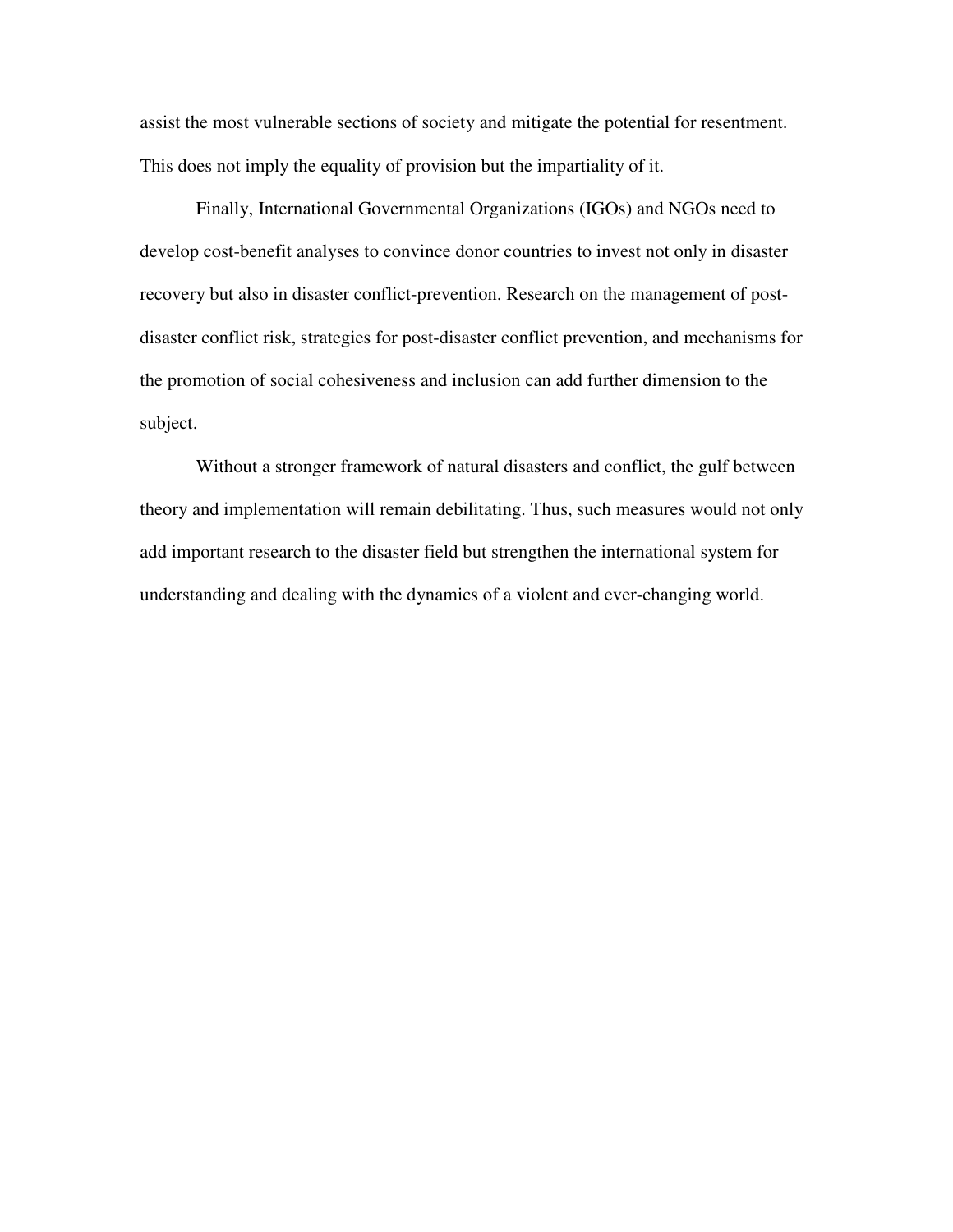assist the most vulnerable sections of society and mitigate the potential for resentment. This does not imply the equality of provision but the impartiality of it.

Finally, International Governmental Organizations (IGOs) and NGOs need to develop cost-benefit analyses to convince donor countries to invest not only in disaster recovery but also in disaster conflict-prevention. Research on the management of post-disaster conflict risk, strategies for post-disaster conflict prevention, and mechanisms for the promotion of social cohesiveness and inclusion can add further dimension to the subject.

Without a stronger framework of natural disasters and conflict, the gulf between theory and implementation will remain debilitating. Thus, such measures would not only add important research to the disaster field but strengthen the international system for understanding and dealing with the dynamics of a violent and ever-changing world.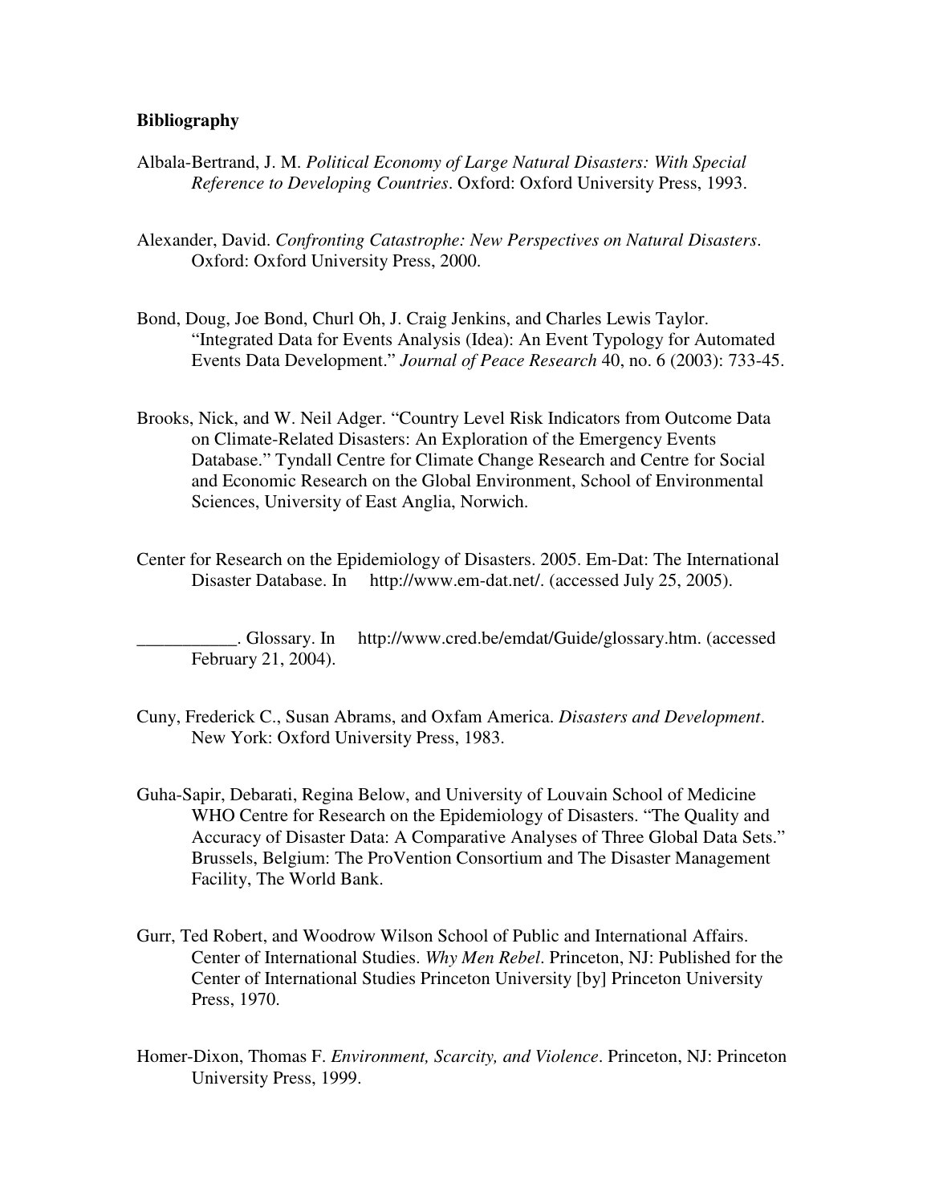**Bibliography**

Albala-Bertrand, J. M. *Political Economy of Large Natural Disasters: With Special Reference to Developing Countries*. Oxford: Oxford University Press, 1993.

Alexander, David. *Confronting Catastrophe: New Perspectives on Natural Disasters*. Oxford: Oxford University Press, 2000.

Bond, Doug, Joe Bond, Churl Oh, J. Craig Jenkins, and Charles Lewis Taylor. "Integrated Data for Events Analysis (Idea): An Event Typology for Automated Events Data Development." *Journal of Peace Research* 40, no. 6 (2003): 733-45.

Brooks, Nick, and W. Neil Adger. "Country Level Risk Indicators from Outcome Data on Climate-Related Disasters: An Exploration of the Emergency Events Database." Tyndall Centre for Climate Change Research and Centre for Social and Economic Research on the Global Environment, School of Environmental Sciences, University of East Anglia, Norwich.

Center for Research on the Epidemiology of Disasters. 2005. Em-Dat: The International Disaster Database. In http://www.em-dat.net/. (accessed July 25, 2005).

___________. Glossary. In http://www.cred.be/emdat/Guide/glossary.htm. (accessed February 21, 2004).

Cuny, Frederick C., Susan Abrams, and Oxfam America. *Disasters and Development*. New York: Oxford University Press, 1983.

Guha-Sapir, Debarati, Regina Below, and University of Louvain School of Medicine WHO Centre for Research on the Epidemiology of Disasters. "The Quality and Accuracy of Disaster Data: A Comparative Analyses of Three Global Data Sets." Brussels, Belgium: The ProVention Consortium and The Disaster Management Facility, The World Bank.

Gurr, Ted Robert, and Woodrow Wilson School of Public and International Affairs. Center of International Studies. *Why Men Rebel*. Princeton, NJ: Published for the Center of International Studies Princeton University [by] Princeton University Press, 1970.

Homer-Dixon, Thomas F. *Environment, Scarcity, and Violence*. Princeton, NJ: Princeton University Press, 1999.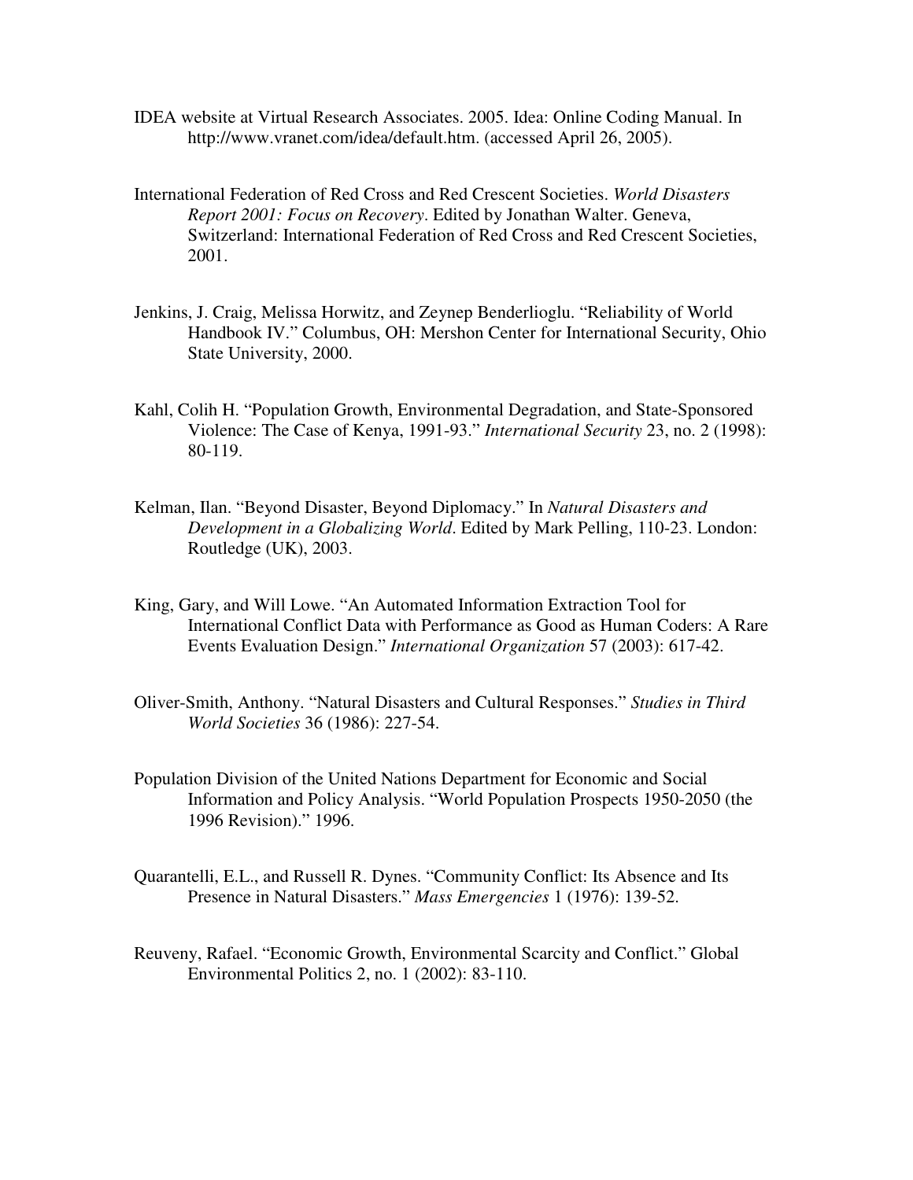IDEA website at Virtual Research Associates. 2005. Idea: Online Coding Manual. In http://www.vranet.com/idea/default.htm. (accessed April 26, 2005).

International Federation of Red Cross and Red Crescent Societies. *World Disasters Report 2001: Focus on Recovery*. Edited by Jonathan Walter. Geneva, Switzerland: International Federation of Red Cross and Red Crescent Societies, 2001.

Jenkins, J. Craig, Melissa Horwitz, and Zeynep Benderlioglu. "Reliability of World Handbook IV." Columbus, OH: Mershon Center for International Security, Ohio State University, 2000.

Kahl, Colih H. "Population Growth, Environmental Degradation, and State-Sponsored Violence: The Case of Kenya, 1991-93." *International Security* 23, no. 2 (1998): 80-119.

Kelman, Ilan. "Beyond Disaster, Beyond Diplomacy." In *Natural Disasters and Development in a Globalizing World*. Edited by Mark Pelling, 110-23. London: Routledge (UK), 2003.

King, Gary, and Will Lowe. "An Automated Information Extraction Tool for International Conflict Data with Performance as Good as Human Coders: A Rare Events Evaluation Design." *International Organization* 57 (2003): 617-42.

Oliver-Smith, Anthony. "Natural Disasters and Cultural Responses." *Studies in Third World Societies* 36 (1986): 227-54.

Population Division of the United Nations Department for Economic and Social Information and Policy Analysis. "World Population Prospects 1950-2050 (the 1996 Revision)." 1996.

Quarantelli, E.L., and Russell R. Dynes. "Community Conflict: Its Absence and Its Presence in Natural Disasters." *Mass Emergencies* 1 (1976): 139-52.

Reuveny, Rafael. "Economic Growth, Environmental Scarcity and Conflict." Global Environmental Politics 2, no. 1 (2002): 83-110.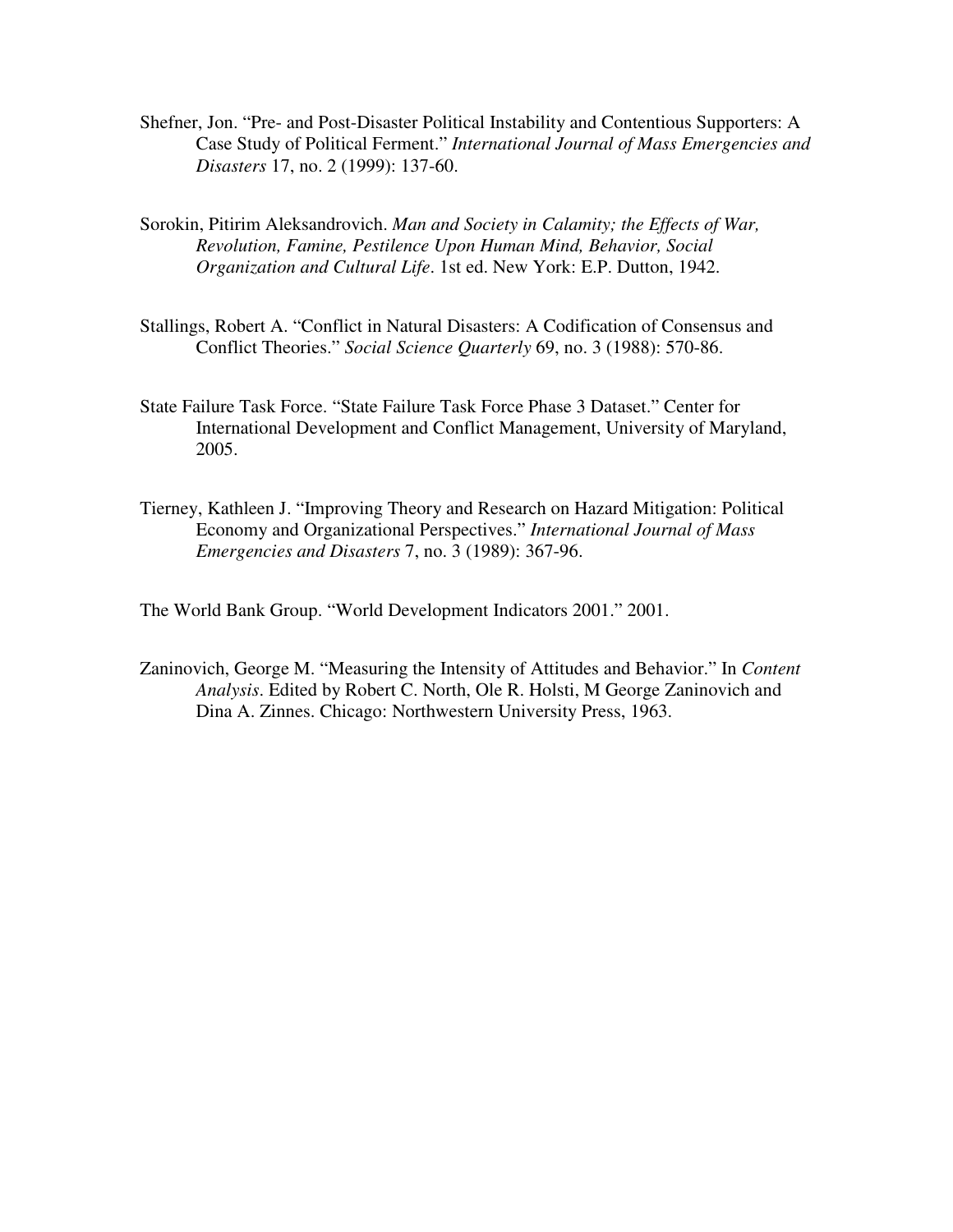Shefner, Jon. "Pre- and Post-Disaster Political Instability and Contentious Supporters: A Case Study of Political Ferment." *International Journal of Mass Emergencies and Disasters* 17, no. 2 (1999): 137-60.

Sorokin, Pitirim Aleksandrovich. *Man and Society in Calamity; the Effects of War, Revolution, Famine, Pestilence Upon Human Mind, Behavior, Social Organization and Cultural Life*. 1st ed. New York: E.P. Dutton, 1942.

Stallings, Robert A. "Conflict in Natural Disasters: A Codification of Consensus and Conflict Theories." *Social Science Quarterly* 69, no. 3 (1988): 570-86.

State Failure Task Force. "State Failure Task Force Phase 3 Dataset." Center for International Development and Conflict Management, University of Maryland, 2005.

Tierney, Kathleen J. "Improving Theory and Research on Hazard Mitigation: Political Economy and Organizational Perspectives." *International Journal of Mass Emergencies and Disasters* 7, no. 3 (1989): 367-96.

The World Bank Group. "World Development Indicators 2001." 2001.

Zaninovich, George M. "Measuring the Intensity of Attitudes and Behavior." In *Content Analysis*. Edited by Robert C. North, Ole R. Holsti, M George Zaninovich and Dina A. Zinnes. Chicago: Northwestern University Press, 1963.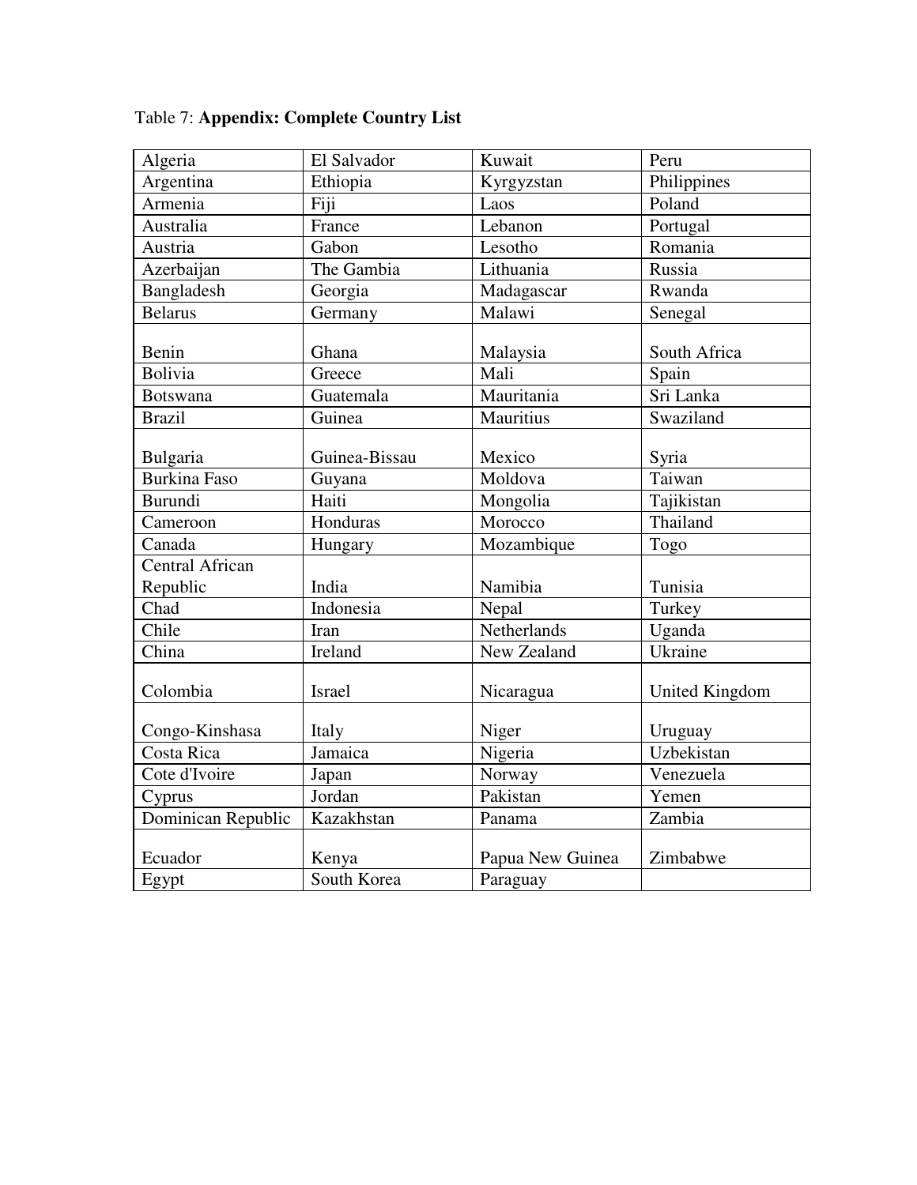Table 7: **Appendix: Complete Country List**

| | | | |
|---|---|---|---|
| Algeria | El Salvador | Kuwait | Peru |
| Argentina | Ethiopia | Kyrgyzstan | Philippines |
| Armenia | Fiji | Laos | Poland |
| Australia | France | Lebanon | Portugal |
| Austria | Gabon | Lesotho | Romania |
| Azerbaijan | The Gambia | Lithuania | Russia |
| Bangladesh | Georgia | Madagascar | Rwanda |
| Belarus | Germany | Malawi | Senegal |
| Benin | Ghana | Malaysia | South Africa |
| Bolivia | Greece | Mali | Spain |
| Botswana | Guatemala | Mauritania | Sri Lanka |
| Brazil | Guinea | Mauritius | Swaziland |
| Bulgaria | Guinea-Bissau | Mexico | Syria |
| Burkina Faso | Guyana | Moldova | Taiwan |
| Burundi | Haiti | Mongolia | Tajikistan |
| Cameroon | Honduras | Morocco | Thailand |
| Canada | Hungary | Mozambique | Togo |
| Central African Republic | India | Namibia | Tunisia |
| Chad | Indonesia | Nepal | Turkey |
| Chile | Iran | Netherlands | Uganda |
| China | Ireland | New Zealand | Ukraine |
| Colombia | Israel | Nicaragua | United Kingdom |
| Congo-Kinshasa | Italy | Niger | Uruguay |
| Costa Rica | Jamaica | Nigeria | Uzbekistan |
| Cote d'Ivoire | Japan | Norway | Venezuela |
| Cyprus | Jordan | Pakistan | Yemen |
| Dominican Republic | Kazakhstan | Panama | Zambia |
| Ecuador | Kenya | Papua New Guinea | Zimbabwe |
| Egypt | South Korea | Paraguay | |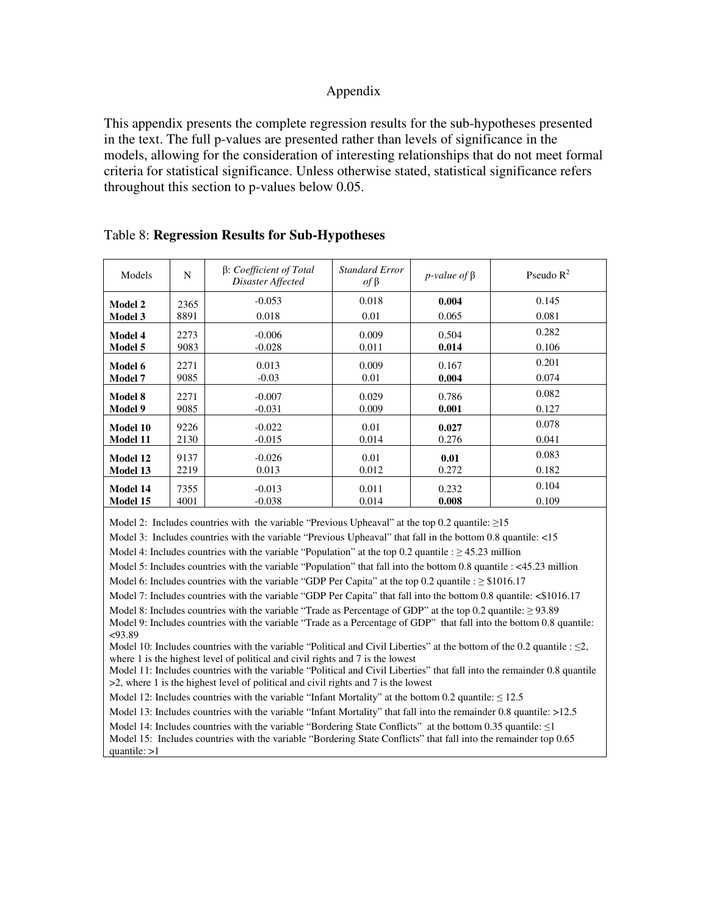Appendix

This appendix presents the complete regression results for the sub-hypotheses presented in the text. The full p-values are presented rather than levels of significance in the models, allowing for the consideration of interesting relationships that do not meet formal criteria for statistical significance. Unless otherwise stated, statistical significance refers throughout this section to p-values below 0.05.

Table 8: **Regression Results for Sub-Hypotheses**

| Models | N | β: *Coefficient of Total Disaster Affected* | *Standard Error of* β | *p-value of* β | Pseudo $R^2$ |
|---|---|---|---|---|---|
| **Model 2** | 2365 | -0.053 | 0.018 | **0.004** | 0.145 |
| **Model 3** | 8891 | 0.018 | 0.01 | 0.065 | 0.081 |
| **Model 4** | 2273 | -0.006 | 0.009 | 0.504 | 0.282 |
| **Model 5** | 9083 | -0.028 | 0.011 | **0.014** | 0.106 |
| **Model 6** | 2271 | 0.013 | 0.009 | 0.167 | 0.201 |
| **Model 7** | 9085 | -0.03 | 0.01 | **0.004** | 0.074 |
| **Model 8** | 2271 | -0.007 | 0.029 | 0.786 | 0.082 |
| **Model 9** | 9085 | -0.031 | 0.009 | **0.001** | 0.127 |
| **Model 10** | 9226 | -0.022 | 0.01 | **0.027** | 0.078 |
| **Model 11** | 2130 | -0.015 | 0.014 | 0.276 | 0.041 |
| **Model 12** | 9137 | -0.026 | 0.01 | **0.01** | 0.083 |
| **Model 13** | 2219 | 0.013 | 0.012 | 0.272 | 0.182 |
| **Model 14** | 7355 | -0.013 | 0.011 | 0.232 | 0.104 |
| **Model 15** | 4001 | -0.038 | 0.014 | **0.008** | 0.109 |

Model 2: Includes countries with the variable "Previous Upheaval" at the top 0.2 quantile: ≥15

Model 3: Includes countries with the variable "Previous Upheaval" that fall in the bottom 0.8 quantile: <15

Model 4: Includes countries with the variable "Population" at the top 0.2 quantile : ≥ 45.23 million

Model 5: Includes countries with the variable "Population" that fall into the bottom 0.8 quantile : <45.23 million

Model 6: Includes countries with the variable "GDP Per Capita" at the top 0.2 quantile : ≥ $1016.17

Model 7: Includes countries with the variable "GDP Per Capita" that fall into the bottom 0.8 quantile: <$1016.17

Model 8: Includes countries with the variable "Trade as Percentage of GDP" at the top 0.2 quantile: ≥ 93.89

Model 9: Includes countries with the variable "Trade as a Percentage of GDP" that fall into the bottom 0.8 quantile: <93.89

Model 10: Includes countries with the variable "Political and Civil Liberties" at the bottom of the 0.2 quantile : ≤2, where 1 is the highest level of political and civil rights and 7 is the lowest

Model 11: Includes countries with the variable "Political and Civil Liberties" that fall into the remainder 0.8 quantile >2, where 1 is the highest level of political and civil rights and 7 is the lowest

Model 12: Includes countries with the variable "Infant Mortality" at the bottom 0.2 quantile: ≤ 12.5

Model 13: Includes countries with the variable "Infant Mortality" that fall into the remainder 0.8 quantile: >12.5

Model 14: Includes countries with the variable "Bordering State Conflicts" at the bottom 0.35 quantile: ≤1

Model 15: Includes countries with the variable "Bordering State Conflicts" that fall into the remainder top 0.65 quantile: >1